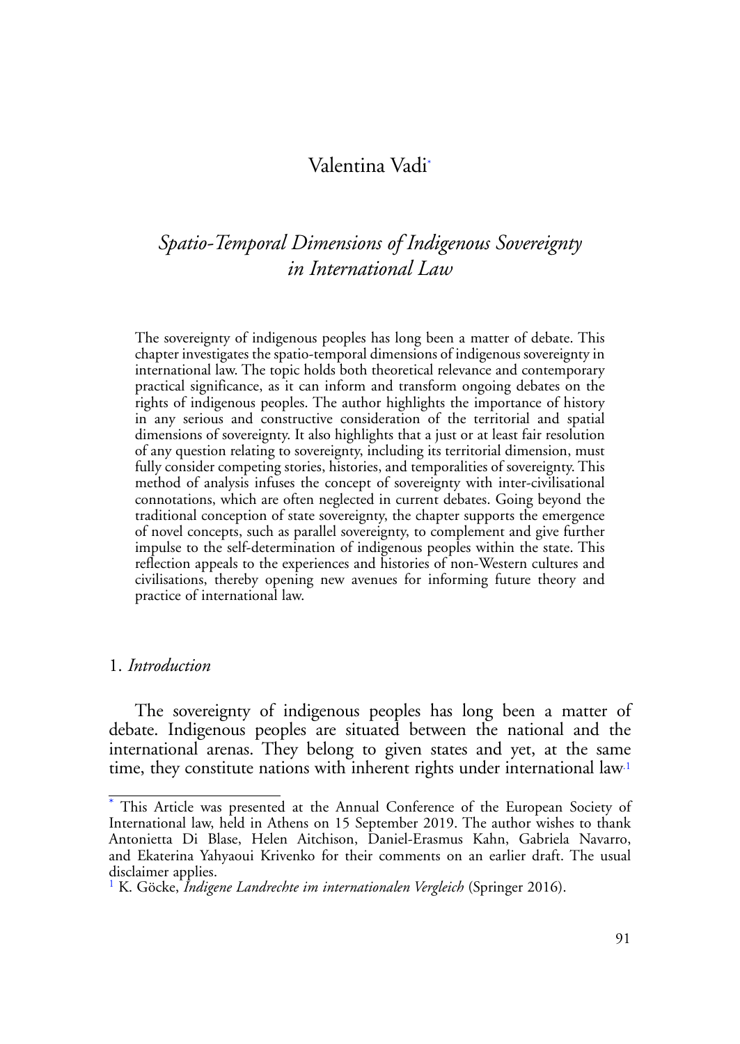Valentina Vadi[*]

# *Spatio-Temporal Dimensions of Indigenous Sovereignty in International Law*

The sovereignty of indigenous peoples has long been a matter of debate. This chapter investigates the spatio-temporal dimensions of indigenous sovereignty in international law. The topic holds both theoretical relevance and contemporary practical significance, as it can inform and transform ongoing debates on the rights of indigenous peoples. The author highlights the importance of history in any serious and constructive consideration of the territorial and spatial dimensions of sovereignty. It also highlights that a just or at least fair resolution of any question relating to sovereignty, including its territorial dimension, must fully consider competing stories, histories, and temporalities of sovereignty. This method of analysis infuses the concept of sovereignty with inter-civilisational connotations, which are often neglected in current debates. Going beyond the traditional conception of state sovereignty, the chapter supports the emergence of novel concepts, such as parallel sovereignty, to complement and give further impulse to the self-determination of indigenous peoples within the state. This reflection appeals to the experiences and histories of non-Western cultures and civilisations, thereby opening new avenues for informing future theory and practice of international law.

## 1. *Introduction*

The sovereignty of indigenous peoples has long been a matter of debate. Indigenous peoples are situated between the national and the international arenas. They belong to given states and yet, at the same time, they constitute nations with inherent rights under international law.[1]

---

[*] This Article was presented at the Annual Conference of the European Society of International law, held in Athens on 15 September 2019. The author wishes to thank Antonietta Di Blase, Helen Aitchison, Daniel-Erasmus Kahn, Gabriela Navarro, and Ekaterina Yahyaoui Krivenko for their comments on an earlier draft. The usual disclaimer applies.

[1] K. Göcke, *Indigene Landrechte im internationalen Vergleich* (Springer 2016).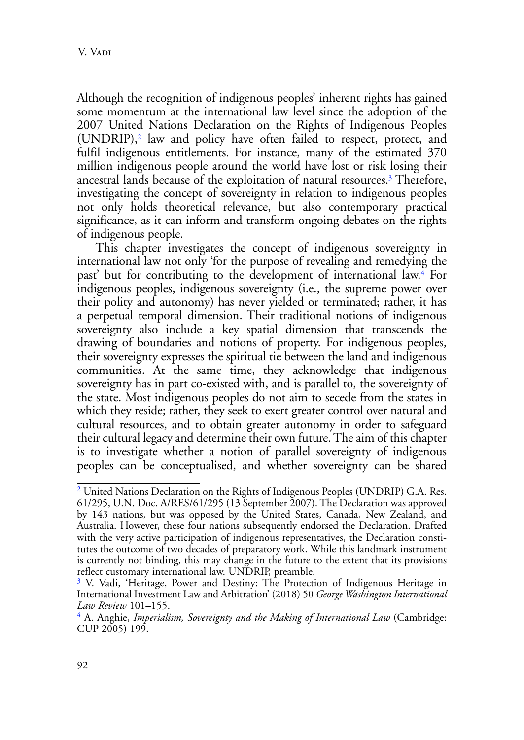Although the recognition of indigenous peoples' inherent rights has gained some momentum at the international law level since the adoption of the 2007 United Nations Declaration on the Rights of Indigenous Peoples (UNDRIP),[2] law and policy have often failed to respect, protect, and fulfil indigenous entitlements. For instance, many of the estimated 370 million indigenous people around the world have lost or risk losing their ancestral lands because of the exploitation of natural resources.[3] Therefore, investigating the concept of sovereignty in relation to indigenous peoples not only holds theoretical relevance, but also contemporary practical significance, as it can inform and transform ongoing debates on the rights of indigenous people.

This chapter investigates the concept of indigenous sovereignty in international law not only 'for the purpose of revealing and remedying the past' but for contributing to the development of international law.[4] For indigenous peoples, indigenous sovereignty (i.e., the supreme power over their polity and autonomy) has never yielded or terminated; rather, it has a perpetual temporal dimension. Their traditional notions of indigenous sovereignty also include a key spatial dimension that transcends the drawing of boundaries and notions of property. For indigenous peoples, their sovereignty expresses the spiritual tie between the land and indigenous communities. At the same time, they acknowledge that indigenous sovereignty has in part co-existed with, and is parallel to, the sovereignty of the state. Most indigenous peoples do not aim to secede from the states in which they reside; rather, they seek to exert greater control over natural and cultural resources, and to obtain greater autonomy in order to safeguard their cultural legacy and determine their own future. The aim of this chapter is to investigate whether a notion of parallel sovereignty of indigenous peoples can be conceptualised, and whether sovereignty can be shared

---

[2] United Nations Declaration on the Rights of Indigenous Peoples (UNDRIP) G.A. Res. 61/295, U.N. Doc. A/RES/61/295 (13 September 2007). The Declaration was approved by 143 nations, but was opposed by the United States, Canada, New Zealand, and Australia. However, these four nations subsequently endorsed the Declaration. Drafted with the very active participation of indigenous representatives, the Declaration constitutes the outcome of two decades of preparatory work. While this landmark instrument is currently not binding, this may change in the future to the extent that its provisions reflect customary international law. UNDRIP, preamble.

[3] V. Vadi, 'Heritage, Power and Destiny: The Protection of Indigenous Heritage in International Investment Law and Arbitration' (2018) 50 *George Washington International Law Review* 101–155.

[4] A. Anghie, *Imperialism, Sovereignty and the Making of International Law* (Cambridge: CUP 2005) 199.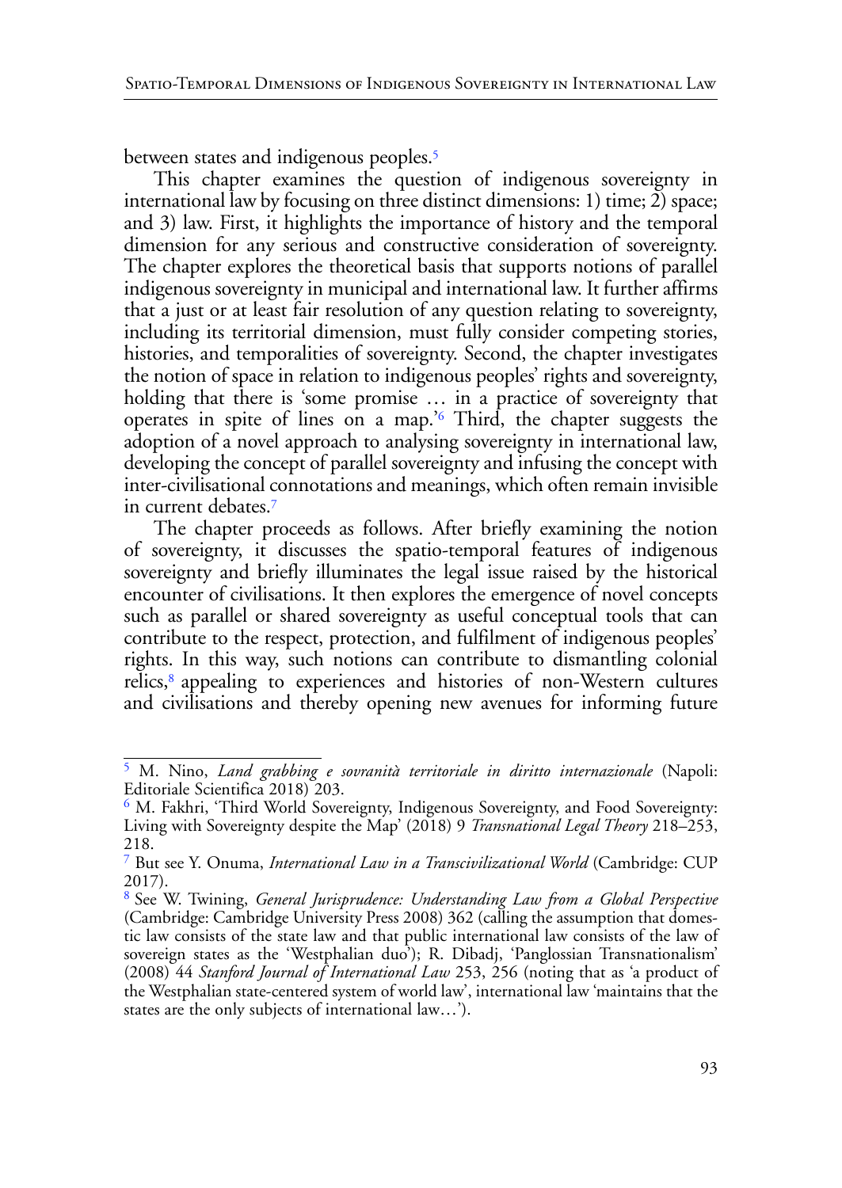between states and indigenous peoples.[5]

This chapter examines the question of indigenous sovereignty in international law by focusing on three distinct dimensions: 1) time; 2) space; and 3) law. First, it highlights the importance of history and the temporal dimension for any serious and constructive consideration of sovereignty. The chapter explores the theoretical basis that supports notions of parallel indigenous sovereignty in municipal and international law. It further affirms that a just or at least fair resolution of any question relating to sovereignty, including its territorial dimension, must fully consider competing stories, histories, and temporalities of sovereignty. Second, the chapter investigates the notion of space in relation to indigenous peoples' rights and sovereignty, holding that there is 'some promise … in a practice of sovereignty that operates in spite of lines on a map.'[6] Third, the chapter suggests the adoption of a novel approach to analysing sovereignty in international law, developing the concept of parallel sovereignty and infusing the concept with inter-civilisational connotations and meanings, which often remain invisible in current debates.[7]

The chapter proceeds as follows. After briefly examining the notion of sovereignty, it discusses the spatio-temporal features of indigenous sovereignty and briefly illuminates the legal issue raised by the historical encounter of civilisations. It then explores the emergence of novel concepts such as parallel or shared sovereignty as useful conceptual tools that can contribute to the respect, protection, and fulfilment of indigenous peoples' rights. In this way, such notions can contribute to dismantling colonial relics,[8] appealing to experiences and histories of non-Western cultures and civilisations and thereby opening new avenues for informing future

---

[5] M. Nino, *Land grabbing e sovranità territoriale in diritto internazionale* (Napoli: Editoriale Scientifica 2018) 203.

[6] M. Fakhri, 'Third World Sovereignty, Indigenous Sovereignty, and Food Sovereignty: Living with Sovereignty despite the Map' (2018) 9 *Transnational Legal Theory* 218–253, 218.

[7] But see Y. Onuma, *International Law in a Transcivilizational World* (Cambridge: CUP 2017).

[8] See W. Twining, *General Jurisprudence: Understanding Law from a Global Perspective* (Cambridge: Cambridge University Press 2008) 362 (calling the assumption that domestic law consists of the state law and that public international law consists of the law of sovereign states as the 'Westphalian duo'); R. Dibadj, 'Panglossian Transnationalism' (2008) 44 *Stanford Journal of International Law* 253, 256 (noting that as 'a product of the Westphalian state-centered system of world law', international law 'maintains that the states are the only subjects of international law…').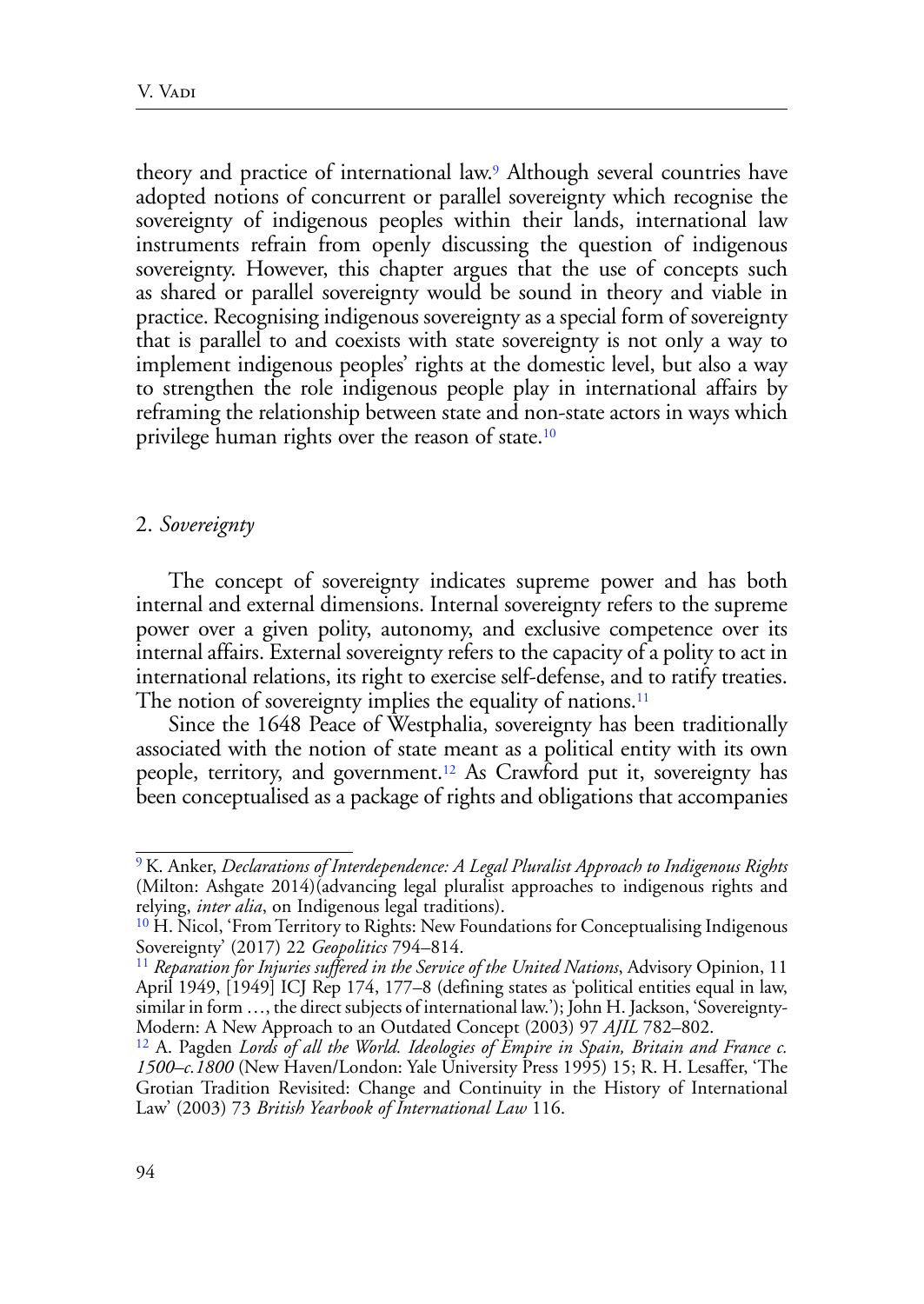theory and practice of international law.[9] Although several countries have adopted notions of concurrent or parallel sovereignty which recognise the sovereignty of indigenous peoples within their lands, international law instruments refrain from openly discussing the question of indigenous sovereignty. However, this chapter argues that the use of concepts such as shared or parallel sovereignty would be sound in theory and viable in practice. Recognising indigenous sovereignty as a special form of sovereignty that is parallel to and coexists with state sovereignty is not only a way to implement indigenous peoples' rights at the domestic level, but also a way to strengthen the role indigenous people play in international affairs by reframing the relationship between state and non-state actors in ways which privilege human rights over the reason of state.[10]

## 2. *Sovereignty*

The concept of sovereignty indicates supreme power and has both internal and external dimensions. Internal sovereignty refers to the supreme power over a given polity, autonomy, and exclusive competence over its internal affairs. External sovereignty refers to the capacity of a polity to act in international relations, its right to exercise self-defense, and to ratify treaties. The notion of sovereignty implies the equality of nations.[11]

Since the 1648 Peace of Westphalia, sovereignty has been traditionally associated with the notion of state meant as a political entity with its own people, territory, and government.[12] As Crawford put it, sovereignty has been conceptualised as a package of rights and obligations that accompanies

---

[9] K. Anker, *Declarations of Interdependence: A Legal Pluralist Approach to Indigenous Rights* (Milton: Ashgate 2014)(advancing legal pluralist approaches to indigenous rights and relying, *inter alia*, on Indigenous legal traditions).

[10] H. Nicol, 'From Territory to Rights: New Foundations for Conceptualising Indigenous Sovereignty' (2017) 22 *Geopolitics* 794–814.

[11] *Reparation for Injuries suffered in the Service of the United Nations*, Advisory Opinion, 11 April 1949, [1949] ICJ Rep 174, 177–8 (defining states as 'political entities equal in law, similar in form …, the direct subjects of international law.'); John H. Jackson, 'Sovereignty-Modern: A New Approach to an Outdated Concept (2003) 97 *AJIL* 782–802.

[12] A. Pagden *Lords of all the World. Ideologies of Empire in Spain, Britain and France c. 1500–c.1800* (New Haven/London: Yale University Press 1995) 15; R. H. Lesaffer, 'The Grotian Tradition Revisited: Change and Continuity in the History of International Law' (2003) 73 *British Yearbook of International Law* 116.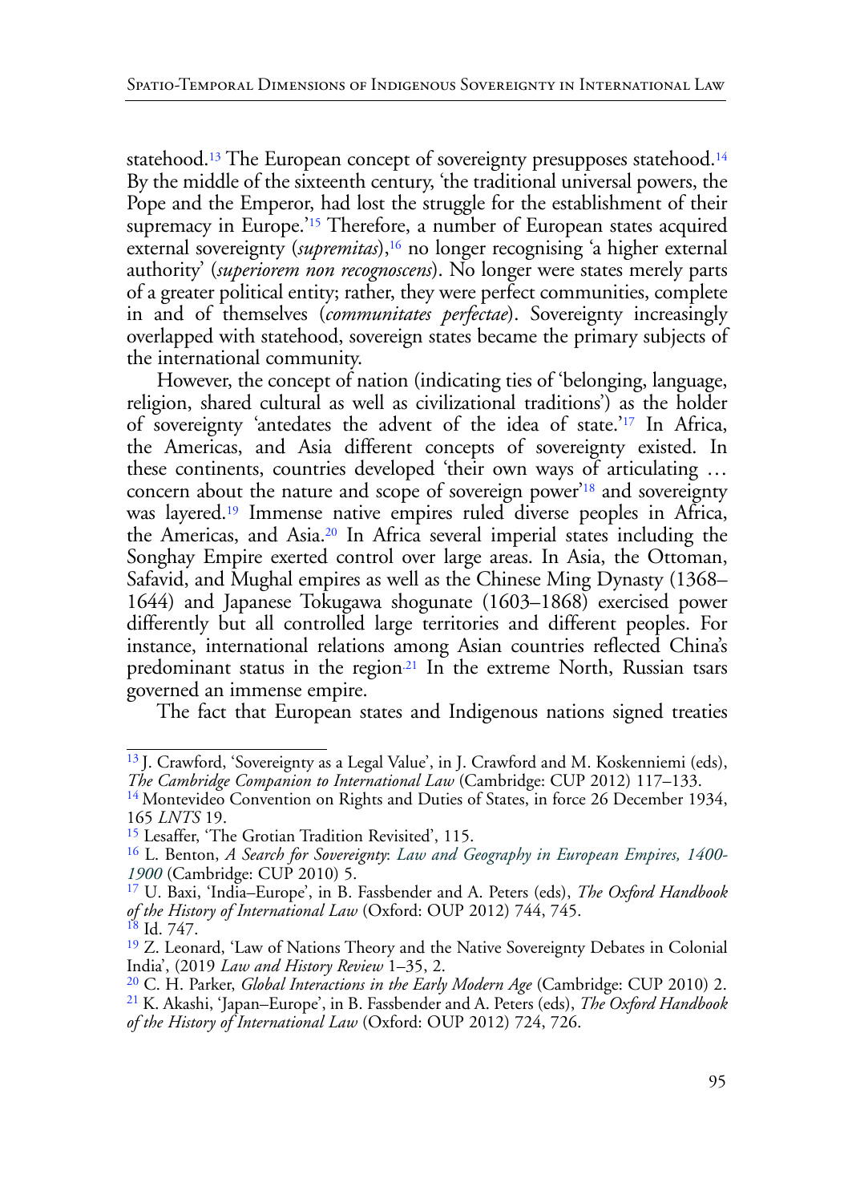statehood.[13] The European concept of sovereignty presupposes statehood.[14] By the middle of the sixteenth century, 'the traditional universal powers, the Pope and the Emperor, had lost the struggle for the establishment of their supremacy in Europe.'[15] Therefore, a number of European states acquired external sovereignty (*supremitas*),[16] no longer recognising 'a higher external authority' (*superiorem non recognoscens*). No longer were states merely parts of a greater political entity; rather, they were perfect communities, complete in and of themselves (*communitates perfectae*). Sovereignty increasingly overlapped with statehood, sovereign states became the primary subjects of the international community.

However, the concept of nation (indicating ties of 'belonging, language, religion, shared cultural as well as civilizational traditions') as the holder of sovereignty 'antedates the advent of the idea of state.'[17] In Africa, the Americas, and Asia different concepts of sovereignty existed. In these continents, countries developed 'their own ways of articulating … concern about the nature and scope of sovereign power'[18] and sovereignty was layered.[19] Immense native empires ruled diverse peoples in Africa, the Americas, and Asia.[20] In Africa several imperial states including the Songhay Empire exerted control over large areas. In Asia, the Ottoman, Safavid, and Mughal empires as well as the Chinese Ming Dynasty (1368–1644) and Japanese Tokugawa shogunate (1603–1868) exercised power differently but all controlled large territories and different peoples. For instance, international relations among Asian countries reflected China's predominant status in the region.[21] In the extreme North, Russian tsars governed an immense empire.

The fact that European states and Indigenous nations signed treaties

---

[13] J. Crawford, 'Sovereignty as a Legal Value', in J. Crawford and M. Koskenniemi (eds), *The Cambridge Companion to International Law* (Cambridge: CUP 2012) 117–133.

[14] Montevideo Convention on Rights and Duties of States, in force 26 December 1934, 165 *LNTS* 19.

[15] Lesaffer, 'The Grotian Tradition Revisited', 115.

[16] L. Benton, *A Search for Sovereignty*: *Law and Geography in European Empires, 1400-1900* (Cambridge: CUP 2010) 5.

[17] U. Baxi, 'India–Europe', in B. Fassbender and A. Peters (eds), *The Oxford Handbook of the History of International Law* (Oxford: OUP 2012) 744, 745.

[18] Id. 747.

[19] Z. Leonard, 'Law of Nations Theory and the Native Sovereignty Debates in Colonial India', (2019 *Law and History Review* 1–35, 2.

[20] C. H. Parker, *Global Interactions in the Early Modern Age* (Cambridge: CUP 2010) 2.

[21] K. Akashi, 'Japan–Europe', in B. Fassbender and A. Peters (eds), *The Oxford Handbook of the History of International Law* (Oxford: OUP 2012) 724, 726.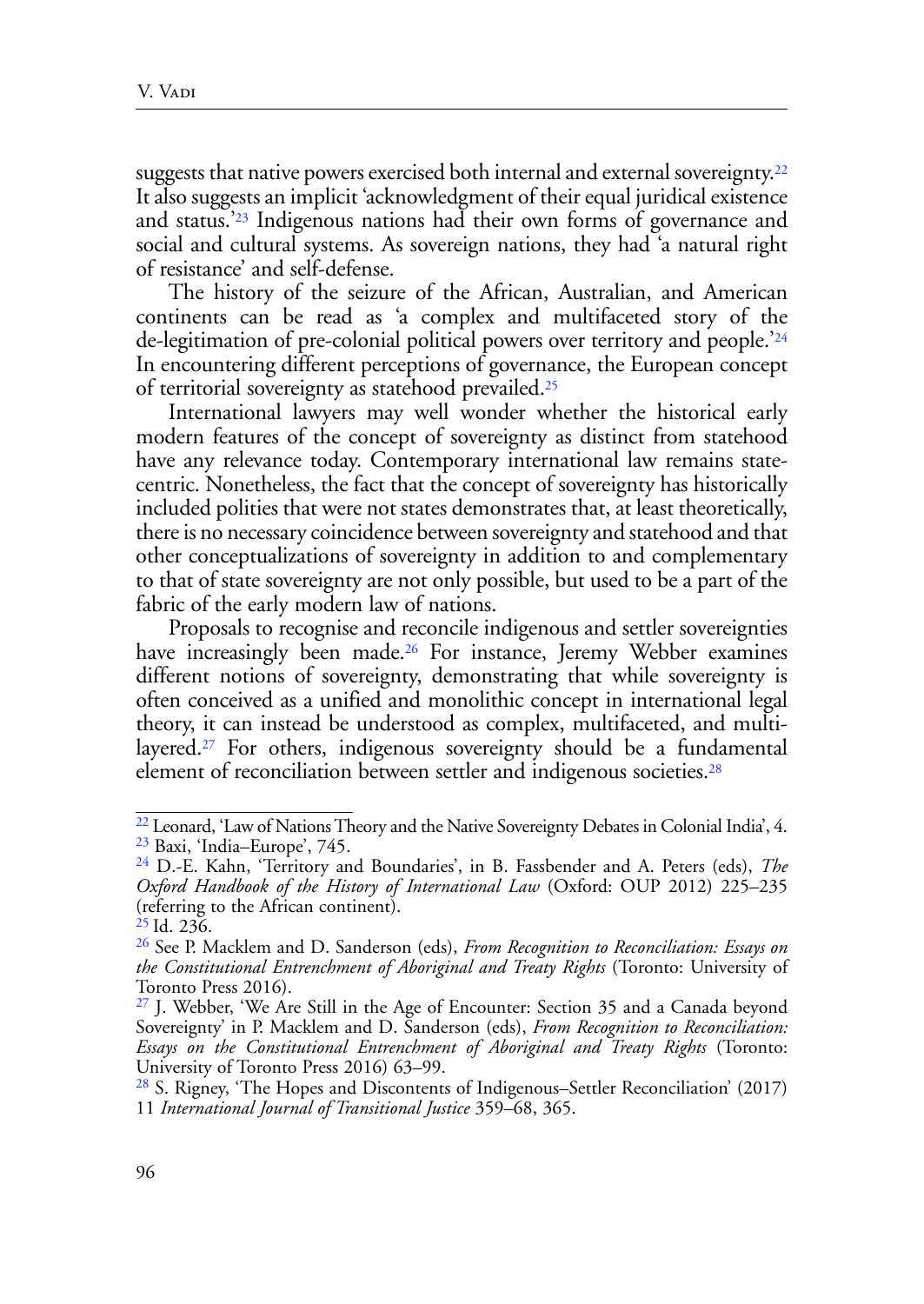suggests that native powers exercised both internal and external sovereignty.[22] It also suggests an implicit 'acknowledgment of their equal juridical existence and status.'[23] Indigenous nations had their own forms of governance and social and cultural systems. As sovereign nations, they had 'a natural right of resistance' and self-defense.

The history of the seizure of the African, Australian, and American continents can be read as 'a complex and multifaceted story of the de-legitimation of pre-colonial political powers over territory and people.'[24] In encountering different perceptions of governance, the European concept of territorial sovereignty as statehood prevailed.[25]

International lawyers may well wonder whether the historical early modern features of the concept of sovereignty as distinct from statehood have any relevance today. Contemporary international law remains state-centric. Nonetheless, the fact that the concept of sovereignty has historically included polities that were not states demonstrates that, at least theoretically, there is no necessary coincidence between sovereignty and statehood and that other conceptualizations of sovereignty in addition to and complementary to that of state sovereignty are not only possible, but used to be a part of the fabric of the early modern law of nations.

Proposals to recognise and reconcile indigenous and settler sovereignties have increasingly been made.[26] For instance, Jeremy Webber examines different notions of sovereignty, demonstrating that while sovereignty is often conceived as a unified and monolithic concept in international legal theory, it can instead be understood as complex, multifaceted, and multi-layered.[27] For others, indigenous sovereignty should be a fundamental element of reconciliation between settler and indigenous societies.[28]

---

[22] Leonard, 'Law of Nations Theory and the Native Sovereignty Debates in Colonial India', 4.
[23] Baxi, 'India–Europe', 745.
[24] D.-E. Kahn, 'Territory and Boundaries', in B. Fassbender and A. Peters (eds), *The Oxford Handbook of the History of International Law* (Oxford: OUP 2012) 225–235 (referring to the African continent).
[25] Id. 236.
[26] See P. Macklem and D. Sanderson (eds), *From Recognition to Reconciliation: Essays on the Constitutional Entrenchment of Aboriginal and Treaty Rights* (Toronto: University of Toronto Press 2016).
[27] J. Webber, 'We Are Still in the Age of Encounter: Section 35 and a Canada beyond Sovereignty' in P. Macklem and D. Sanderson (eds), *From Recognition to Reconciliation: Essays on the Constitutional Entrenchment of Aboriginal and Treaty Rights* (Toronto: University of Toronto Press 2016) 63–99.
[28] S. Rigney, 'The Hopes and Discontents of Indigenous–Settler Reconciliation' (2017) 11 *International Journal of Transitional Justice* 359–68, 365.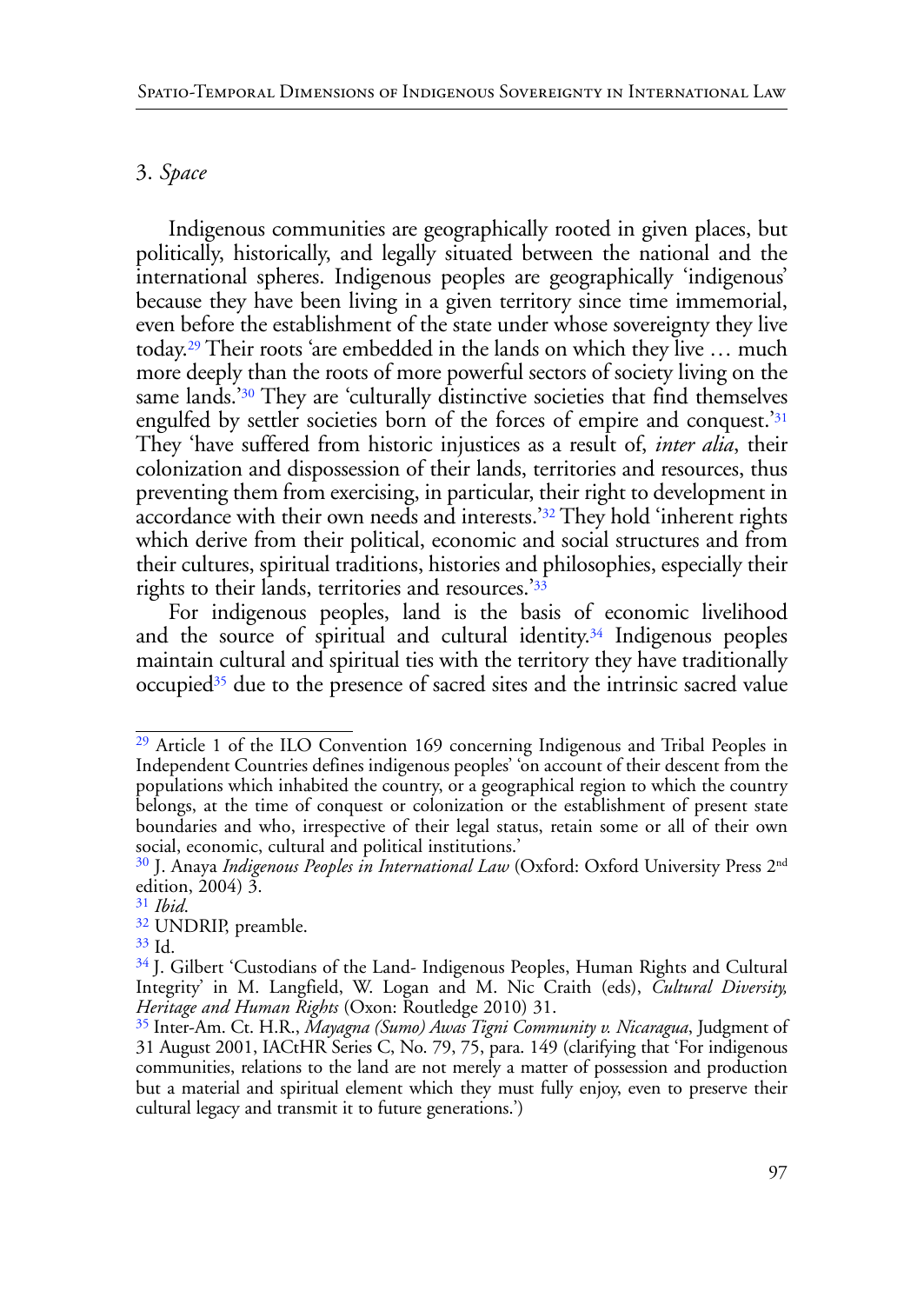### 3. *Space*

Indigenous communities are geographically rooted in given places, but politically, historically, and legally situated between the national and the international spheres. Indigenous peoples are geographically 'indigenous' because they have been living in a given territory since time immemorial, even before the establishment of the state under whose sovereignty they live today.[29] Their roots 'are embedded in the lands on which they live … much more deeply than the roots of more powerful sectors of society living on the same lands.'[30] They are 'culturally distinctive societies that find themselves engulfed by settler societies born of the forces of empire and conquest.'[31] They 'have suffered from historic injustices as a result of, *inter alia*, their colonization and dispossession of their lands, territories and resources, thus preventing them from exercising, in particular, their right to development in accordance with their own needs and interests.'[32] They hold 'inherent rights which derive from their political, economic and social structures and from their cultures, spiritual traditions, histories and philosophies, especially their rights to their lands, territories and resources.'[33]

For indigenous peoples, land is the basis of economic livelihood and the source of spiritual and cultural identity.[34] Indigenous peoples maintain cultural and spiritual ties with the territory they have traditionally occupied[35] due to the presence of sacred sites and the intrinsic sacred value

---

[29] Article 1 of the ILO Convention 169 concerning Indigenous and Tribal Peoples in Independent Countries defines indigenous peoples' 'on account of their descent from the populations which inhabited the country, or a geographical region to which the country belongs, at the time of conquest or colonization or the establishment of present state boundaries and who, irrespective of their legal status, retain some or all of their own social, economic, cultural and political institutions.'

[30] J. Anaya *Indigenous Peoples in International Law* (Oxford: Oxford University Press 2nd edition, 2004) 3.

[31] *Ibid*.

[32] UNDRIP, preamble.

[33] Id.

[34] J. Gilbert 'Custodians of the Land- Indigenous Peoples, Human Rights and Cultural Integrity' in M. Langfield, W. Logan and M. Nic Craith (eds), *Cultural Diversity, Heritage and Human Rights* (Oxon: Routledge 2010) 31.

[35] Inter-Am. Ct. H.R., *Mayagna (Sumo) Awas Tigni Community v. Nicaragua*, Judgment of 31 August 2001, IACtHR Series C, No. 79, 75, para. 149 (clarifying that 'For indigenous communities, relations to the land are not merely a matter of possession and production but a material and spiritual element which they must fully enjoy, even to preserve their cultural legacy and transmit it to future generations.')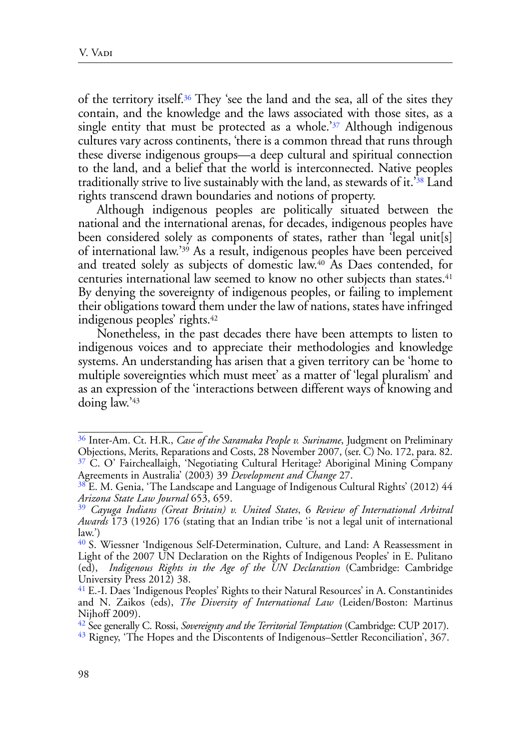of the territory itself.[36] They 'see the land and the sea, all of the sites they contain, and the knowledge and the laws associated with those sites, as a single entity that must be protected as a whole.'[37] Although indigenous cultures vary across continents, 'there is a common thread that runs through these diverse indigenous groups—a deep cultural and spiritual connection to the land, and a belief that the world is interconnected. Native peoples traditionally strive to live sustainably with the land, as stewards of it.'[38] Land rights transcend drawn boundaries and notions of property.

Although indigenous peoples are politically situated between the national and the international arenas, for decades, indigenous peoples have been considered solely as components of states, rather than 'legal unit[s] of international law.'[39] As a result, indigenous peoples have been perceived and treated solely as subjects of domestic law.[40] As Daes contended, for centuries international law seemed to know no other subjects than states.[41] By denying the sovereignty of indigenous peoples, or failing to implement their obligations toward them under the law of nations, states have infringed indigenous peoples' rights.[42]

Nonetheless, in the past decades there have been attempts to listen to indigenous voices and to appreciate their methodologies and knowledge systems. An understanding has arisen that a given territory can be 'home to multiple sovereignties which must meet' as a matter of 'legal pluralism' and as an expression of the 'interactions between different ways of knowing and doing law.'[43]

---

[36] Inter-Am. Ct. H.R., *Case of the Saramaka People v. Suriname*, Judgment on Preliminary Objections, Merits, Reparations and Costs, 28 November 2007, (ser. C) No. 172, para. 82.

[37] C. O' Faircheallaigh, 'Negotiating Cultural Heritage? Aboriginal Mining Company Agreements in Australia' (2003) 39 *Development and Change* 27.

[38] E. M. Genia, 'The Landscape and Language of Indigenous Cultural Rights' (2012) 44 *Arizona State Law Journal* 653, 659.

[39] *Cayuga Indians (Great Britain) v. United States*, 6 *Review of International Arbitral Awards* 173 (1926) 176 (stating that an Indian tribe 'is not a legal unit of international law.')

[40] S. Wiessner 'Indigenous Self-Determination, Culture, and Land: A Reassessment in Light of the 2007 UN Declaration on the Rights of Indigenous Peoples' in E. Pulitano (ed), *Indigenous Rights in the Age of the UN Declaration* (Cambridge: Cambridge University Press 2012) 38.

[41] E.-I. Daes 'Indigenous Peoples' Rights to their Natural Resources' in A. Constantinides and N. Zaikos (eds), *The Diversity of International Law* (Leiden/Boston: Martinus Nijhoff 2009).

[42] See generally C. Rossi, *Sovereignty and the Territorial Temptation* (Cambridge: CUP 2017).

[43] Rigney, 'The Hopes and the Discontents of Indigenous–Settler Reconciliation', 367.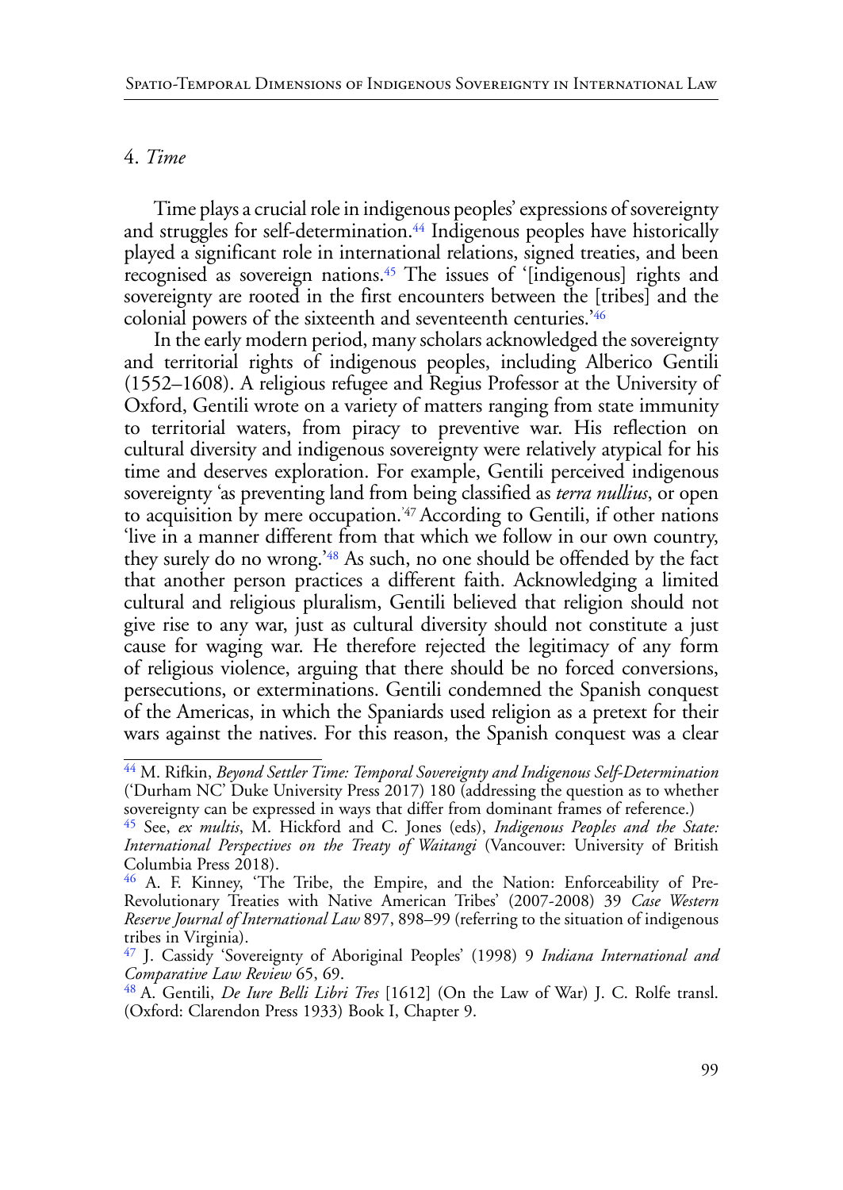## 4. *Time*

Time plays a crucial role in indigenous peoples' expressions of sovereignty and struggles for self-determination.[44] Indigenous peoples have historically played a significant role in international relations, signed treaties, and been recognised as sovereign nations.[45] The issues of '[indigenous] rights and sovereignty are rooted in the first encounters between the [tribes] and the colonial powers of the sixteenth and seventeenth centuries.'[46]

In the early modern period, many scholars acknowledged the sovereignty and territorial rights of indigenous peoples, including Alberico Gentili (1552–1608). A religious refugee and Regius Professor at the University of Oxford, Gentili wrote on a variety of matters ranging from state immunity to territorial waters, from piracy to preventive war. His reflection on cultural diversity and indigenous sovereignty were relatively atypical for his time and deserves exploration. For example, Gentili perceived indigenous sovereignty 'as preventing land from being classified as *terra nullius*, or open to acquisition by mere occupation.'[47] According to Gentili, if other nations 'live in a manner different from that which we follow in our own country, they surely do no wrong.'[48] As such, no one should be offended by the fact that another person practices a different faith. Acknowledging a limited cultural and religious pluralism, Gentili believed that religion should not give rise to any war, just as cultural diversity should not constitute a just cause for waging war. He therefore rejected the legitimacy of any form of religious violence, arguing that there should be no forced conversions, persecutions, or exterminations. Gentili condemned the Spanish conquest of the Americas, in which the Spaniards used religion as a pretext for their wars against the natives. For this reason, the Spanish conquest was a clear

---

[44] M. Rifkin, *Beyond Settler Time: Temporal Sovereignty and Indigenous Self-Determination* ('Durham NC' Duke University Press 2017) 180 (addressing the question as to whether sovereignty can be expressed in ways that differ from dominant frames of reference.)

[45] See, *ex multis*, M. Hickford and C. Jones (eds), *Indigenous Peoples and the State: International Perspectives on the Treaty of Waitangi* (Vancouver: University of British Columbia Press 2018).

[46] A. F. Kinney, 'The Tribe, the Empire, and the Nation: Enforceability of Pre-Revolutionary Treaties with Native American Tribes' (2007-2008) 39 *Case Western Reserve Journal of International Law* 897, 898–99 (referring to the situation of indigenous tribes in Virginia).

[47] J. Cassidy 'Sovereignty of Aboriginal Peoples' (1998) 9 *Indiana International and Comparative Law Review* 65, 69.

[48] A. Gentili, *De Iure Belli Libri Tres* [1612] (On the Law of War) J. C. Rolfe transl. (Oxford: Clarendon Press 1933) Book I, Chapter 9.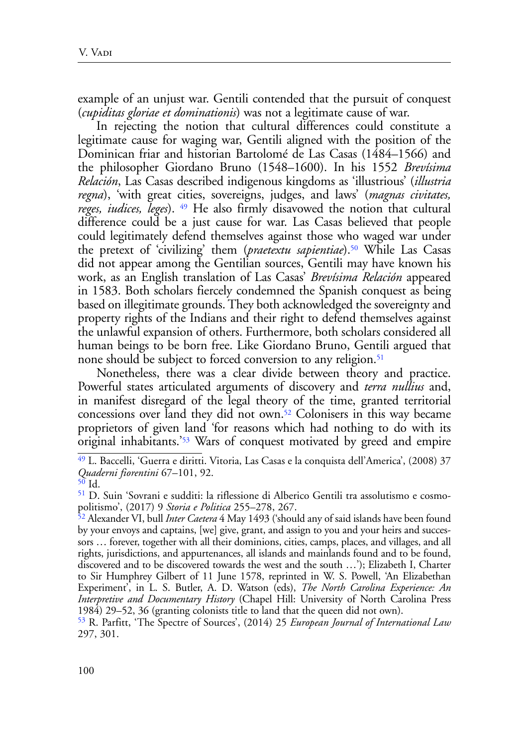example of an unjust war. Gentili contended that the pursuit of conquest (*cupiditas gloriae et dominationis*) was not a legitimate cause of war.

In rejecting the notion that cultural differences could constitute a legitimate cause for waging war, Gentili aligned with the position of the Dominican friar and historian Bartolomé de Las Casas (1484–1566) and the philosopher Giordano Bruno (1548–1600). In his 1552 *Brevísima Relación*, Las Casas described indigenous kingdoms as 'illustrious' (*illustria regna*), 'with great cities, sovereigns, judges, and laws' (*magnas civitates, reges, iudices, leges*). [49] He also firmly disavowed the notion that cultural difference could be a just cause for war. Las Casas believed that people could legitimately defend themselves against those who waged war under the pretext of 'civilizing' them (*praetextu sapientiae*).[50] While Las Casas did not appear among the Gentilian sources, Gentili may have known his work, as an English translation of Las Casas' *Brevísima Relación* appeared in 1583. Both scholars fiercely condemned the Spanish conquest as being based on illegitimate grounds. They both acknowledged the sovereignty and property rights of the Indians and their right to defend themselves against the unlawful expansion of others. Furthermore, both scholars considered all human beings to be born free. Like Giordano Bruno, Gentili argued that none should be subject to forced conversion to any religion.[51]

Nonetheless, there was a clear divide between theory and practice. Powerful states articulated arguments of discovery and *terra nullius* and, in manifest disregard of the legal theory of the time, granted territorial concessions over land they did not own.[52] Colonisers in this way became proprietors of given land 'for reasons which had nothing to do with its original inhabitants.'[53] Wars of conquest motivated by greed and empire

---

[49] L. Baccelli, 'Guerra e diritti. Vitoria, Las Casas e la conquista dell'America', (2008) 37 *Quaderni fiorentini* 67–101, 92.

[50] Id.

[51] D. Suin 'Sovrani e sudditi: la riflessione di Alberico Gentili tra assolutismo e cosmopolitismo', (2017) 9 *Storia e Politica* 255–278, 267.

[52] Alexander VI, bull *Inter Caetera* 4 May 1493 ('should any of said islands have been found by your envoys and captains, [we] give, grant, and assign to you and your heirs and successors … forever, together with all their dominions, cities, camps, places, and villages, and all rights, jurisdictions, and appurtenances, all islands and mainlands found and to be found, discovered and to be discovered towards the west and the south …'); Elizabeth I, Charter to Sir Humphrey Gilbert of 11 June 1578, reprinted in W. S. Powell, 'An Elizabethan Experiment', in L. S. Butler, A. D. Watson (eds), *The North Carolina Experience: An Interpretive and Documentary History* (Chapel Hill: University of North Carolina Press 1984) 29–52, 36 (granting colonists title to land that the queen did not own).

[53] R. Parfitt, 'The Spectre of Sources', (2014) 25 *European Journal of International Law* 297, 301.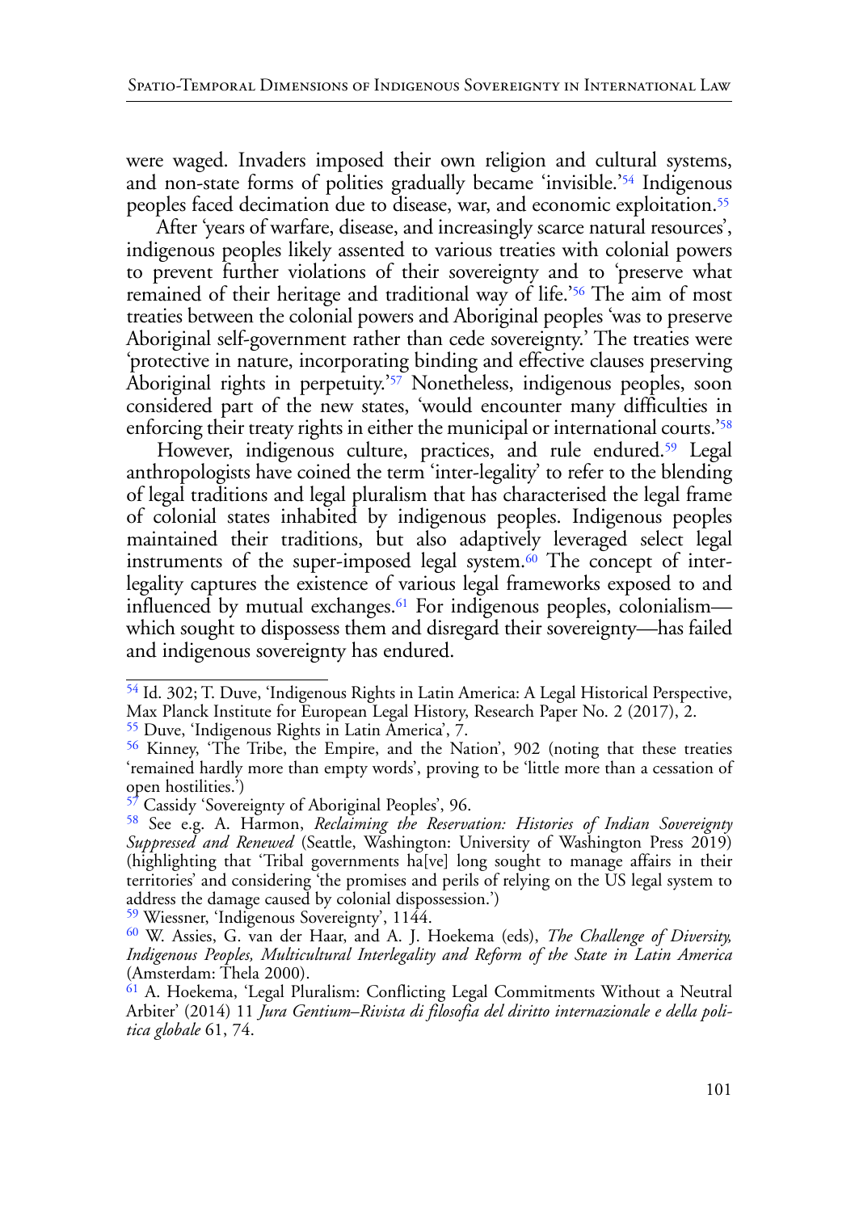were waged. Invaders imposed their own religion and cultural systems, and non-state forms of polities gradually became 'invisible.'[54] Indigenous peoples faced decimation due to disease, war, and economic exploitation.[55]

After 'years of warfare, disease, and increasingly scarce natural resources', indigenous peoples likely assented to various treaties with colonial powers to prevent further violations of their sovereignty and to 'preserve what remained of their heritage and traditional way of life.'[56] The aim of most treaties between the colonial powers and Aboriginal peoples 'was to preserve Aboriginal self-government rather than cede sovereignty.' The treaties were 'protective in nature, incorporating binding and effective clauses preserving Aboriginal rights in perpetuity.'[57] Nonetheless, indigenous peoples, soon considered part of the new states, 'would encounter many difficulties in enforcing their treaty rights in either the municipal or international courts.'[58]

However, indigenous culture, practices, and rule endured.[59] Legal anthropologists have coined the term 'inter-legality' to refer to the blending of legal traditions and legal pluralism that has characterised the legal frame of colonial states inhabited by indigenous peoples. Indigenous peoples maintained their traditions, but also adaptively leveraged select legal instruments of the super-imposed legal system.[60] The concept of inter-legality captures the existence of various legal frameworks exposed to and influenced by mutual exchanges.[61] For indigenous peoples, colonialism—which sought to dispossess them and disregard their sovereignty—has failed and indigenous sovereignty has endured.

---

[54] Id. 302; T. Duve, 'Indigenous Rights in Latin America: A Legal Historical Perspective, Max Planck Institute for European Legal History, Research Paper No. 2 (2017), 2.

[55] Duve, 'Indigenous Rights in Latin America', 7.

[56] Kinney, 'The Tribe, the Empire, and the Nation', 902 (noting that these treaties 'remained hardly more than empty words', proving to be 'little more than a cessation of open hostilities.')

[57] Cassidy 'Sovereignty of Aboriginal Peoples', 96.

[58] See e.g. A. Harmon, *Reclaiming the Reservation: Histories of Indian Sovereignty Suppressed and Renewed* (Seattle, Washington: University of Washington Press 2019) (highlighting that 'Tribal governments ha[ve] long sought to manage affairs in their territories' and considering 'the promises and perils of relying on the US legal system to address the damage caused by colonial dispossession.')

[59] Wiessner, 'Indigenous Sovereignty', 1144.

[60] W. Assies, G. van der Haar, and A. J. Hoekema (eds), *The Challenge of Diversity, Indigenous Peoples, Multicultural Interlegality and Reform of the State in Latin America* (Amsterdam: Thela 2000).

[61] A. Hoekema, 'Legal Pluralism: Conflicting Legal Commitments Without a Neutral Arbiter' (2014) 11 *Jura Gentium–Rivista di filosofia del diritto internazionale e della politica globale* 61, 74.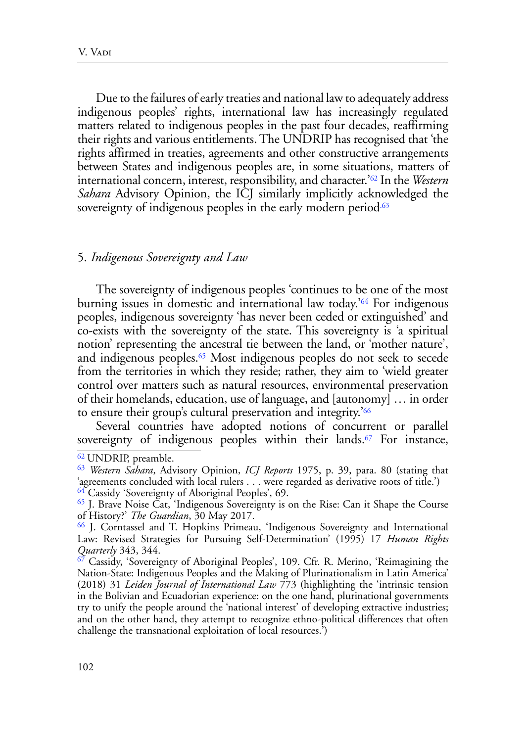Due to the failures of early treaties and national law to adequately address indigenous peoples' rights, international law has increasingly regulated matters related to indigenous peoples in the past four decades, reaffirming their rights and various entitlements. The UNDRIP has recognised that 'the rights affirmed in treaties, agreements and other constructive arrangements between States and indigenous peoples are, in some situations, matters of international concern, interest, responsibility, and character.'[62] In the *Western Sahara* Advisory Opinion, the ICJ similarly implicitly acknowledged the sovereignty of indigenous peoples in the early modern period.[63]

## 5. *Indigenous Sovereignty and Law*

The sovereignty of indigenous peoples 'continues to be one of the most burning issues in domestic and international law today.'[64] For indigenous peoples, indigenous sovereignty 'has never been ceded or extinguished' and co-exists with the sovereignty of the state. This sovereignty is 'a spiritual notion' representing the ancestral tie between the land, or 'mother nature', and indigenous peoples.[65] Most indigenous peoples do not seek to secede from the territories in which they reside; rather, they aim to 'wield greater control over matters such as natural resources, environmental preservation of their homelands, education, use of language, and [autonomy] … in order to ensure their group's cultural preservation and integrity.'[66]

Several countries have adopted notions of concurrent or parallel sovereignty of indigenous peoples within their lands.[67] For instance,

---

[62] UNDRIP, preamble.

[63] *Western Sahara*, Advisory Opinion, *ICJ Reports* 1975, p. 39, para. 80 (stating that 'agreements concluded with local rulers . . . were regarded as derivative roots of title.')

[64] Cassidy 'Sovereignty of Aboriginal Peoples', 69.

[65] J. Brave Noise Cat, 'Indigenous Sovereignty is on the Rise: Can it Shape the Course of History?' *The Guardian*, 30 May 2017.

[66] J. Corntassel and T. Hopkins Primeau, 'Indigenous Sovereignty and International Law: Revised Strategies for Pursuing Self-Determination' (1995) 17 *Human Rights Quarterly* 343, 344.

[67] Cassidy, 'Sovereignty of Aboriginal Peoples', 109. Cfr. R. Merino, 'Reimagining the Nation-State: Indigenous Peoples and the Making of Plurinationalism in Latin America' (2018) 31 *Leiden Journal of International Law* 773 (highlighting the 'intrinsic tension in the Bolivian and Ecuadorian experience: on the one hand, plurinational governments try to unify the people around the 'national interest' of developing extractive industries; and on the other hand, they attempt to recognize ethno-political differences that often challenge the transnational exploitation of local resources.')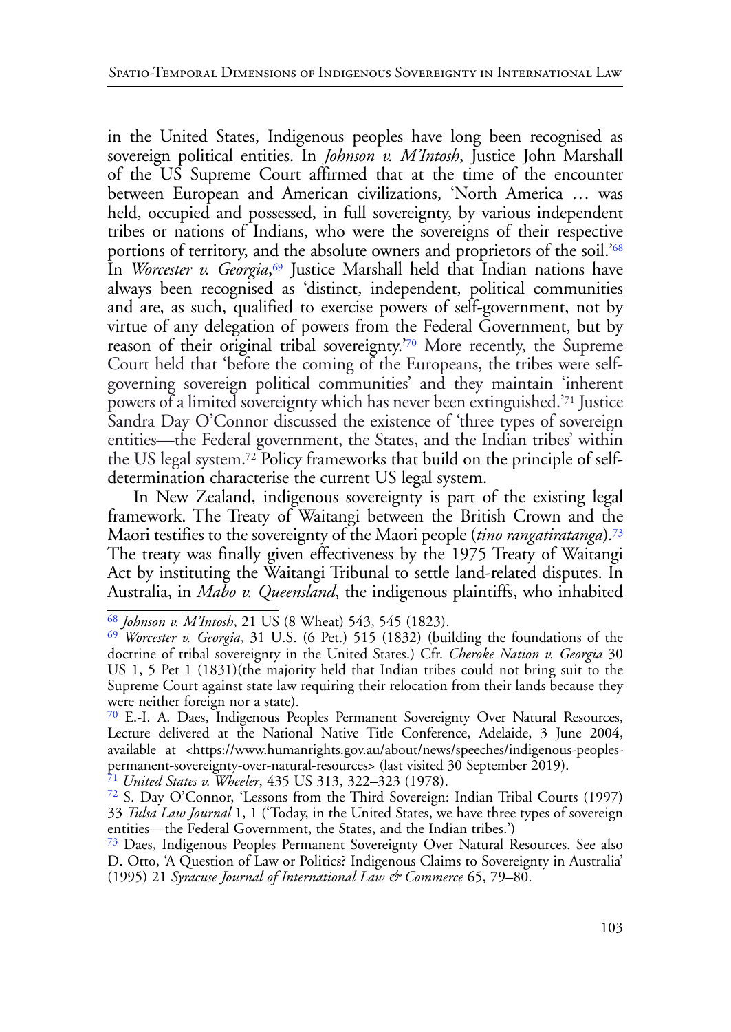in the United States, Indigenous peoples have long been recognised as sovereign political entities. In *Johnson v. M'Intosh*, Justice John Marshall of the US Supreme Court affirmed that at the time of the encounter between European and American civilizations, 'North America … was held, occupied and possessed, in full sovereignty, by various independent tribes or nations of Indians, who were the sovereigns of their respective portions of territory, and the absolute owners and proprietors of the soil.'[68] In *Worcester v. Georgia*,[69] Justice Marshall held that Indian nations have always been recognised as 'distinct, independent, political communities and are, as such, qualified to exercise powers of self-government, not by virtue of any delegation of powers from the Federal Government, but by reason of their original tribal sovereignty.'[70] More recently, the Supreme Court held that 'before the coming of the Europeans, the tribes were self-governing sovereign political communities' and they maintain 'inherent powers of a limited sovereignty which has never been extinguished.'[71] Justice Sandra Day O'Connor discussed the existence of 'three types of sovereign entities—the Federal government, the States, and the Indian tribes' within the US legal system.[72] Policy frameworks that build on the principle of self-determination characterise the current US legal system.

In New Zealand, indigenous sovereignty is part of the existing legal framework. The Treaty of Waitangi between the British Crown and the Maori testifies to the sovereignty of the Maori people (*tino rangatiratanga*).[73] The treaty was finally given effectiveness by the 1975 Treaty of Waitangi Act by instituting the Waitangi Tribunal to settle land-related disputes. In Australia, in *Mabo v. Queensland*, the indigenous plaintiffs, who inhabited

---

[68] *Johnson v. M'Intosh*, 21 US (8 Wheat) 543, 545 (1823).

[69] *Worcester v. Georgia*, 31 U.S. (6 Pet.) 515 (1832) (building the foundations of the doctrine of tribal sovereignty in the United States.) Cfr. *Cheroke Nation v. Georgia* 30 US 1, 5 Pet 1 (1831)(the majority held that Indian tribes could not bring suit to the Supreme Court against state law requiring their relocation from their lands because they were neither foreign nor a state).

[70] E.-I. A. Daes, Indigenous Peoples Permanent Sovereignty Over Natural Resources, Lecture delivered at the National Native Title Conference, Adelaide, 3 June 2004, available at <https://www.humanrights.gov.au/about/news/speeches/indigenous-peoples-permanent-sovereignty-over-natural-resources> (last visited 30 September 2019).

[71] *United States v. Wheeler*, 435 US 313, 322–323 (1978).

[72] S. Day O'Connor, 'Lessons from the Third Sovereign: Indian Tribal Courts (1997) 33 *Tulsa Law Journal* 1, 1 ('Today, in the United States, we have three types of sovereign entities—the Federal Government, the States, and the Indian tribes.')

[73] Daes, Indigenous Peoples Permanent Sovereignty Over Natural Resources. See also D. Otto, 'A Question of Law or Politics? Indigenous Claims to Sovereignty in Australia' (1995) 21 *Syracuse Journal of International Law & Commerce* 65, 79–80.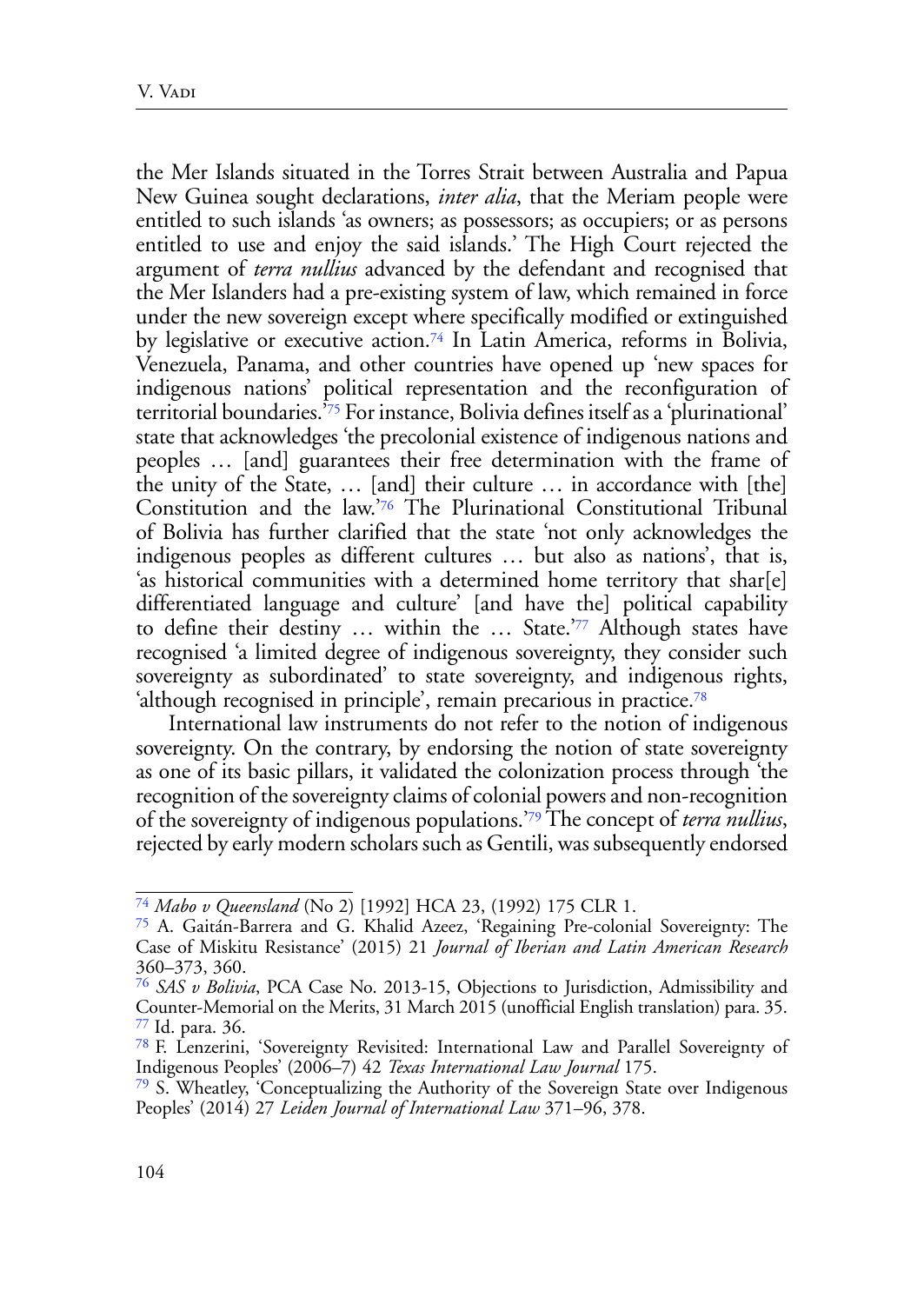the Mer Islands situated in the Torres Strait between Australia and Papua New Guinea sought declarations, *inter alia*, that the Meriam people were entitled to such islands 'as owners; as possessors; as occupiers; or as persons entitled to use and enjoy the said islands.' The High Court rejected the argument of *terra nullius* advanced by the defendant and recognised that the Mer Islanders had a pre-existing system of law, which remained in force under the new sovereign except where specifically modified or extinguished by legislative or executive action.[74] In Latin America, reforms in Bolivia, Venezuela, Panama, and other countries have opened up 'new spaces for indigenous nations' political representation and the reconfiguration of territorial boundaries.'[75] For instance, Bolivia defines itself as a 'plurinational' state that acknowledges 'the precolonial existence of indigenous nations and peoples … [and] guarantees their free determination with the frame of the unity of the State, … [and] their culture … in accordance with [the] Constitution and the law.'[76] The Plurinational Constitutional Tribunal of Bolivia has further clarified that the state 'not only acknowledges the indigenous peoples as different cultures … but also as nations', that is, 'as historical communities with a determined home territory that shar[e] differentiated language and culture' [and have the] political capability to define their destiny … within the … State.'[77] Although states have recognised 'a limited degree of indigenous sovereignty, they consider such sovereignty as subordinated' to state sovereignty, and indigenous rights, 'although recognised in principle', remain precarious in practice.[78]

International law instruments do not refer to the notion of indigenous sovereignty. On the contrary, by endorsing the notion of state sovereignty as one of its basic pillars, it validated the colonization process through 'the recognition of the sovereignty claims of colonial powers and non-recognition of the sovereignty of indigenous populations.'[79] The concept of *terra nullius*, rejected by early modern scholars such as Gentili, was subsequently endorsed

---

[74] *Mabo v Queensland* (No 2) [1992] HCA 23, (1992) 175 CLR 1.

[75] A. Gaitán-Barrera and G. Khalid Azeez, 'Regaining Pre-colonial Sovereignty: The Case of Miskitu Resistance' (2015) 21 *Journal of Iberian and Latin American Research* 360–373, 360.

[76] *SAS v Bolivia*, PCA Case No. 2013-15, Objections to Jurisdiction, Admissibility and Counter-Memorial on the Merits, 31 March 2015 (unofficial English translation) para. 35.

[77] Id. para. 36.

[78] F. Lenzerini, 'Sovereignty Revisited: International Law and Parallel Sovereignty of Indigenous Peoples' (2006–7) 42 *Texas International Law Journal* 175.

[79] S. Wheatley, 'Conceptualizing the Authority of the Sovereign State over Indigenous Peoples' (2014) 27 *Leiden Journal of International Law* 371–96, 378.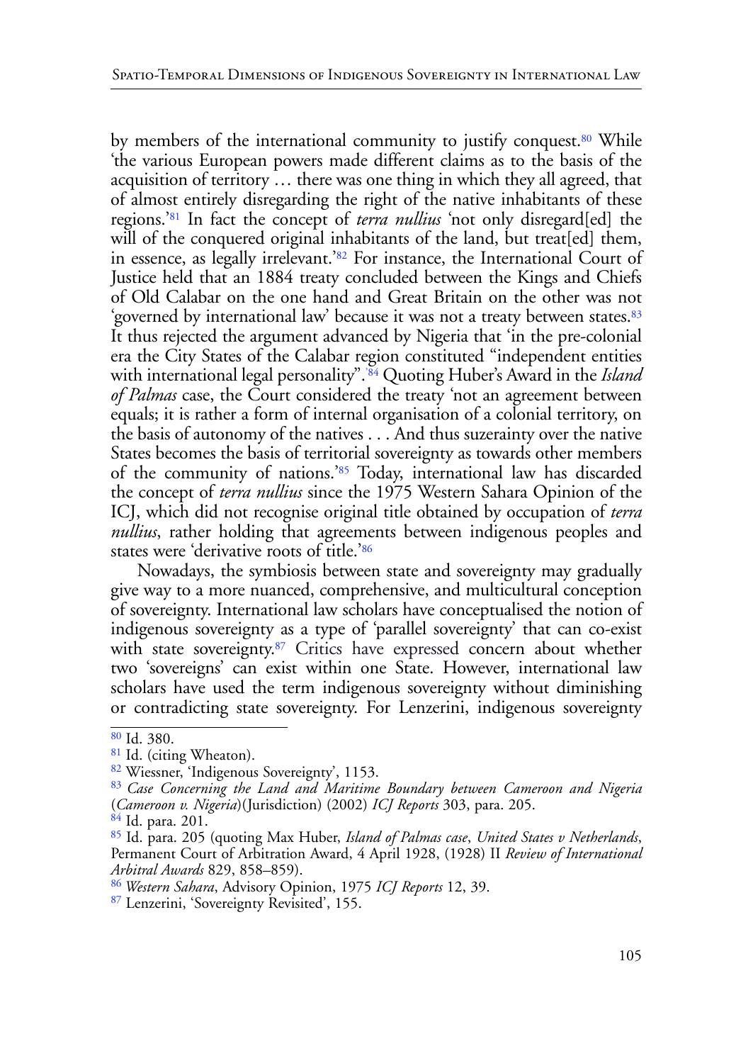by members of the international community to justify conquest.[80] While 'the various European powers made different claims as to the basis of the acquisition of territory … there was one thing in which they all agreed, that of almost entirely disregarding the right of the native inhabitants of these regions.'[81] In fact the concept of *terra nullius* 'not only disregard[ed] the will of the conquered original inhabitants of the land, but treat[ed] them, in essence, as legally irrelevant.'[82] For instance, the International Court of Justice held that an 1884 treaty concluded between the Kings and Chiefs of Old Calabar on the one hand and Great Britain on the other was not 'governed by international law' because it was not a treaty between states.[83] It thus rejected the argument advanced by Nigeria that 'in the pre-colonial era the City States of the Calabar region constituted "independent entities with international legal personality".'[84] Quoting Huber's Award in the *Island of Palmas* case, the Court considered the treaty 'not an agreement between equals; it is rather a form of internal organisation of a colonial territory, on the basis of autonomy of the natives . . . And thus suzerainty over the native States becomes the basis of territorial sovereignty as towards other members of the community of nations.'[85] Today, international law has discarded the concept of *terra nullius* since the 1975 Western Sahara Opinion of the ICJ, which did not recognise original title obtained by occupation of *terra nullius*, rather holding that agreements between indigenous peoples and states were 'derivative roots of title.'[86]

Nowadays, the symbiosis between state and sovereignty may gradually give way to a more nuanced, comprehensive, and multicultural conception of sovereignty. International law scholars have conceptualised the notion of indigenous sovereignty as a type of 'parallel sovereignty' that can co-exist with state sovereignty.[87] Critics have expressed concern about whether two 'sovereigns' can exist within one State. However, international law scholars have used the term indigenous sovereignty without diminishing or contradicting state sovereignty. For Lenzerini, indigenous sovereignty

---

[80] Id. 380.

[81] Id. (citing Wheaton).

[82] Wiessner, 'Indigenous Sovereignty', 1153.

[83] *Case Concerning the Land and Maritime Boundary between Cameroon and Nigeria* (*Cameroon v. Nigeria*)(Jurisdiction) (2002) *ICJ Reports* 303, para. 205.

[84] Id. para. 201.

[85] Id. para. 205 (quoting Max Huber, *Island of Palmas case*, *United States v Netherlands*, Permanent Court of Arbitration Award, 4 April 1928, (1928) II *Review of International Arbitral Awards* 829, 858–859).

[86] *Western Sahara*, Advisory Opinion, 1975 *ICJ Reports* 12, 39.

[87] Lenzerini, 'Sovereignty Revisited', 155.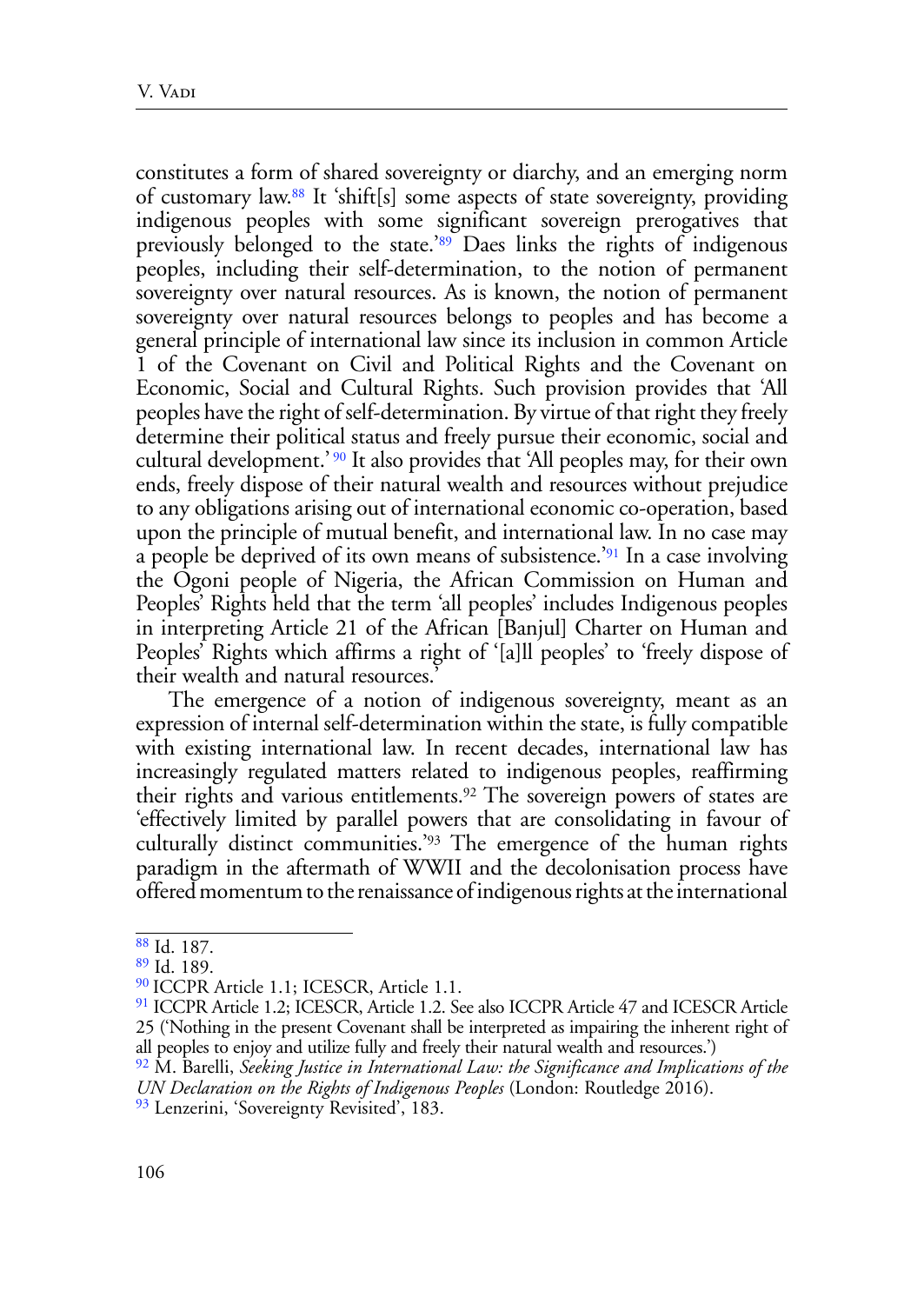constitutes a form of shared sovereignty or diarchy, and an emerging norm of customary law.[88] It 'shift[s] some aspects of state sovereignty, providing indigenous peoples with some significant sovereign prerogatives that previously belonged to the state.'[89] Daes links the rights of indigenous peoples, including their self-determination, to the notion of permanent sovereignty over natural resources. As is known, the notion of permanent sovereignty over natural resources belongs to peoples and has become a general principle of international law since its inclusion in common Article 1 of the Covenant on Civil and Political Rights and the Covenant on Economic, Social and Cultural Rights. Such provision provides that 'All peoples have the right of self-determination. By virtue of that right they freely determine their political status and freely pursue their economic, social and cultural development.'[90] It also provides that 'All peoples may, for their own ends, freely dispose of their natural wealth and resources without prejudice to any obligations arising out of international economic co-operation, based upon the principle of mutual benefit, and international law. In no case may a people be deprived of its own means of subsistence.'[91] In a case involving the Ogoni people of Nigeria, the African Commission on Human and Peoples' Rights held that the term 'all peoples' includes Indigenous peoples in interpreting Article 21 of the African [Banjul] Charter on Human and Peoples' Rights which affirms a right of '[a]ll peoples' to 'freely dispose of their wealth and natural resources.'

The emergence of a notion of indigenous sovereignty, meant as an expression of internal self-determination within the state, is fully compatible with existing international law. In recent decades, international law has increasingly regulated matters related to indigenous peoples, reaffirming their rights and various entitlements.[92] The sovereign powers of states are 'effectively limited by parallel powers that are consolidating in favour of culturally distinct communities.'[93] The emergence of the human rights paradigm in the aftermath of WWII and the decolonisation process have offered momentum to the renaissance of indigenous rights at the international

---

[88] Id. 187.

[89] Id. 189.

[90] ICCPR Article 1.1; ICESCR, Article 1.1.

[91] ICCPR Article 1.2; ICESCR, Article 1.2. See also ICCPR Article 47 and ICESCR Article 25 ('Nothing in the present Covenant shall be interpreted as impairing the inherent right of all peoples to enjoy and utilize fully and freely their natural wealth and resources.')

[92] M. Barelli, *Seeking Justice in International Law: the Significance and Implications of the UN Declaration on the Rights of Indigenous Peoples* (London: Routledge 2016).

[93] Lenzerini, 'Sovereignty Revisited', 183.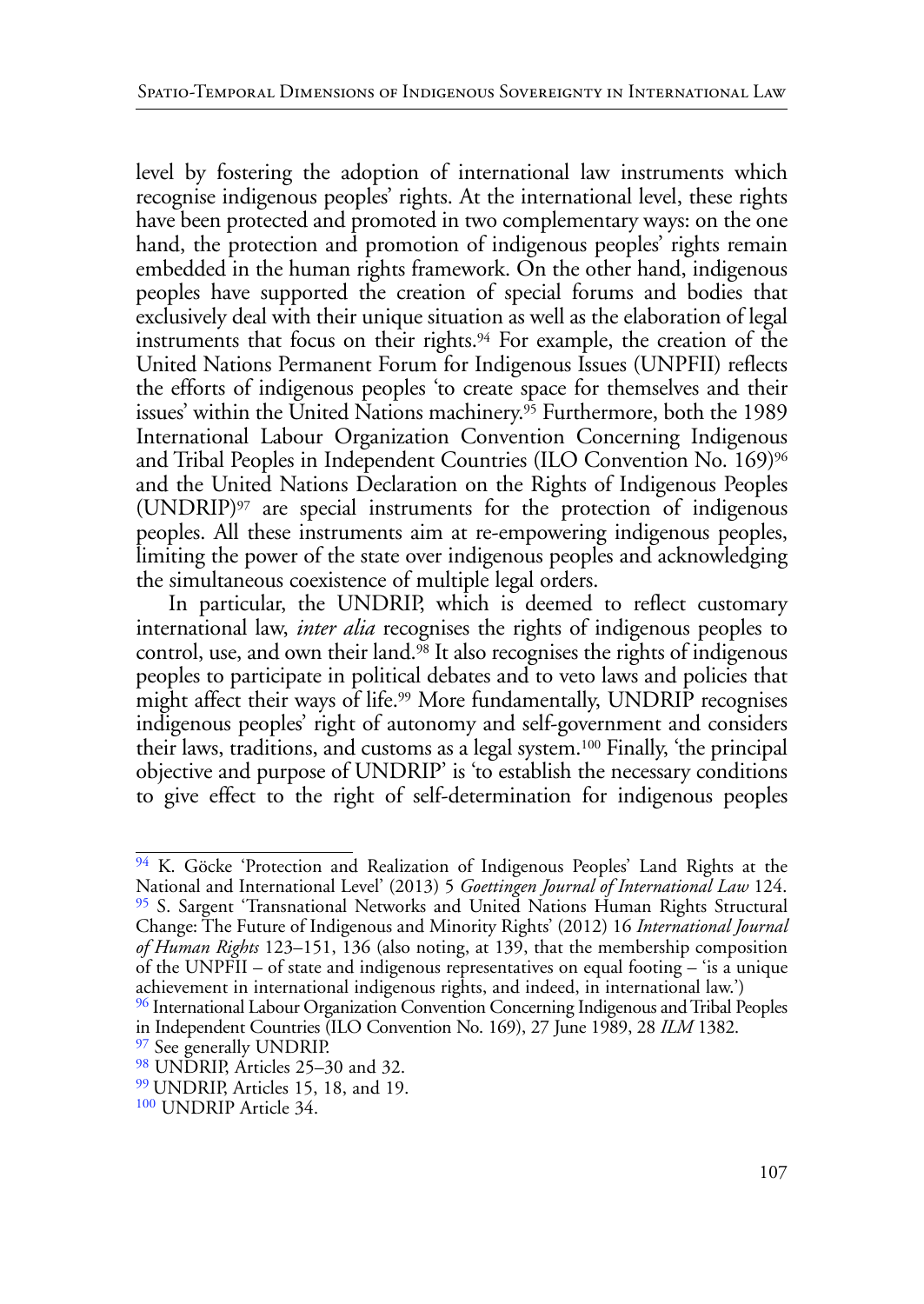level by fostering the adoption of international law instruments which recognise indigenous peoples' rights. At the international level, these rights have been protected and promoted in two complementary ways: on the one hand, the protection and promotion of indigenous peoples' rights remain embedded in the human rights framework. On the other hand, indigenous peoples have supported the creation of special forums and bodies that exclusively deal with their unique situation as well as the elaboration of legal instruments that focus on their rights.[94] For example, the creation of the United Nations Permanent Forum for Indigenous Issues (UNPFII) reflects the efforts of indigenous peoples 'to create space for themselves and their issues' within the United Nations machinery.[95] Furthermore, both the 1989 International Labour Organization Convention Concerning Indigenous and Tribal Peoples in Independent Countries (ILO Convention No. 169)[96] and the United Nations Declaration on the Rights of Indigenous Peoples (UNDRIP)[97] are special instruments for the protection of indigenous peoples. All these instruments aim at re-empowering indigenous peoples, limiting the power of the state over indigenous peoples and acknowledging the simultaneous coexistence of multiple legal orders.

In particular, the UNDRIP, which is deemed to reflect customary international law, *inter alia* recognises the rights of indigenous peoples to control, use, and own their land.[98] It also recognises the rights of indigenous peoples to participate in political debates and to veto laws and policies that might affect their ways of life.[99] More fundamentally, UNDRIP recognises indigenous peoples' right of autonomy and self-government and considers their laws, traditions, and customs as a legal system.[100] Finally, 'the principal objective and purpose of UNDRIP' is 'to establish the necessary conditions to give effect to the right of self-determination for indigenous peoples

---

[94] K. Göcke 'Protection and Realization of Indigenous Peoples' Land Rights at the National and International Level' (2013) 5 *Goettingen Journal of International Law* 124.

[95] S. Sargent 'Transnational Networks and United Nations Human Rights Structural Change: The Future of Indigenous and Minority Rights' (2012) 16 *International Journal of Human Rights* 123–151, 136 (also noting, at 139, that the membership composition of the UNPFII – of state and indigenous representatives on equal footing – 'is a unique achievement in international indigenous rights, and indeed, in international law.')

[96] International Labour Organization Convention Concerning Indigenous and Tribal Peoples in Independent Countries (ILO Convention No. 169), 27 June 1989, 28 *ILM* 1382.

[97] See generally UNDRIP.

[98] UNDRIP, Articles 25–30 and 32.

[99] UNDRIP, Articles 15, 18, and 19.

[100] UNDRIP Article 34.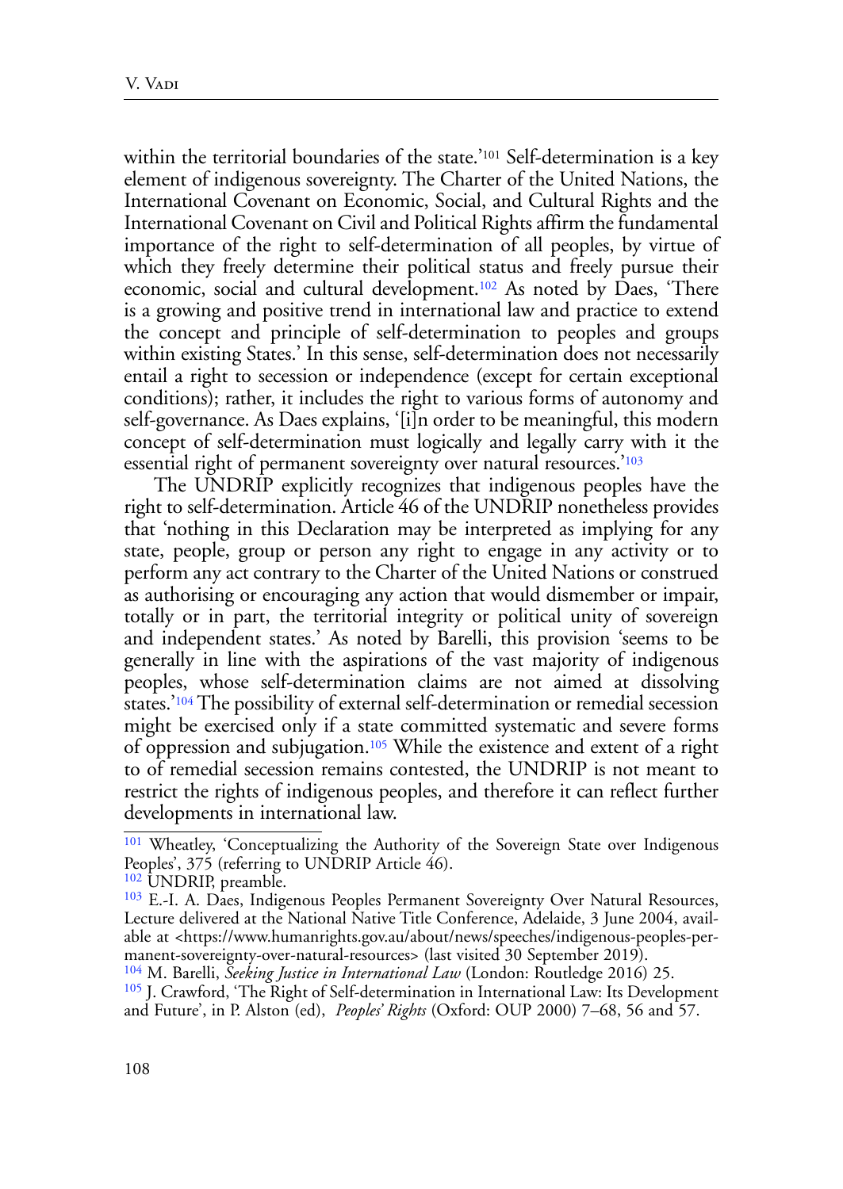within the territorial boundaries of the state.'[101] Self-determination is a key element of indigenous sovereignty. The Charter of the United Nations, the International Covenant on Economic, Social, and Cultural Rights and the International Covenant on Civil and Political Rights affirm the fundamental importance of the right to self-determination of all peoples, by virtue of which they freely determine their political status and freely pursue their economic, social and cultural development.[102] As noted by Daes, 'There is a growing and positive trend in international law and practice to extend the concept and principle of self-determination to peoples and groups within existing States.' In this sense, self-determination does not necessarily entail a right to secession or independence (except for certain exceptional conditions); rather, it includes the right to various forms of autonomy and self-governance. As Daes explains, '[i]n order to be meaningful, this modern concept of self-determination must logically and legally carry with it the essential right of permanent sovereignty over natural resources.'[103]

The UNDRIP explicitly recognizes that indigenous peoples have the right to self-determination. Article 46 of the UNDRIP nonetheless provides that 'nothing in this Declaration may be interpreted as implying for any state, people, group or person any right to engage in any activity or to perform any act contrary to the Charter of the United Nations or construed as authorising or encouraging any action that would dismember or impair, totally or in part, the territorial integrity or political unity of sovereign and independent states.' As noted by Barelli, this provision 'seems to be generally in line with the aspirations of the vast majority of indigenous peoples, whose self-determination claims are not aimed at dissolving states.'[104] The possibility of external self-determination or remedial secession might be exercised only if a state committed systematic and severe forms of oppression and subjugation.[105] While the existence and extent of a right to of remedial secession remains contested, the UNDRIP is not meant to restrict the rights of indigenous peoples, and therefore it can reflect further developments in international law.

---

[101] Wheatley, 'Conceptualizing the Authority of the Sovereign State over Indigenous Peoples', 375 (referring to UNDRIP Article 46).

[102] UNDRIP, preamble.

[103] E.-I. A. Daes, Indigenous Peoples Permanent Sovereignty Over Natural Resources, Lecture delivered at the National Native Title Conference, Adelaide, 3 June 2004, available at <https://www.humanrights.gov.au/about/news/speeches/indigenous-peoples-permanent-sovereignty-over-natural-resources> (last visited 30 September 2019).

[104] M. Barelli, *Seeking Justice in International Law* (London: Routledge 2016) 25.

[105] J. Crawford, 'The Right of Self-determination in International Law: Its Development and Future', in P. Alston (ed), *Peoples' Rights* (Oxford: OUP 2000) 7–68, 56 and 57.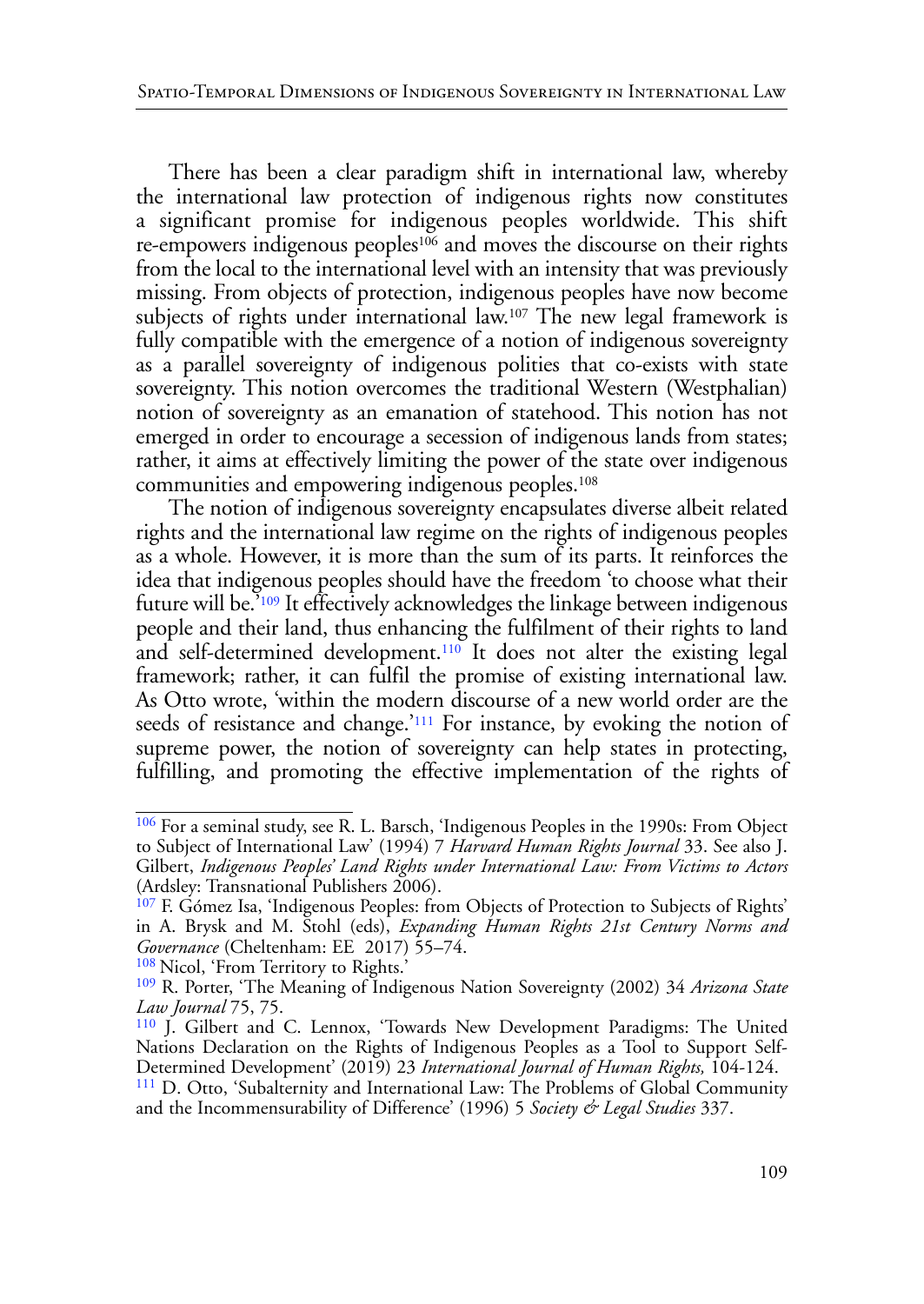There has been a clear paradigm shift in international law, whereby the international law protection of indigenous rights now constitutes a significant promise for indigenous peoples worldwide. This shift re-empowers indigenous peoples[106] and moves the discourse on their rights from the local to the international level with an intensity that was previously missing. From objects of protection, indigenous peoples have now become subjects of rights under international law.[107] The new legal framework is fully compatible with the emergence of a notion of indigenous sovereignty as a parallel sovereignty of indigenous polities that co-exists with state sovereignty. This notion overcomes the traditional Western (Westphalian) notion of sovereignty as an emanation of statehood. This notion has not emerged in order to encourage a secession of indigenous lands from states; rather, it aims at effectively limiting the power of the state over indigenous communities and empowering indigenous peoples.[108]

The notion of indigenous sovereignty encapsulates diverse albeit related rights and the international law regime on the rights of indigenous peoples as a whole. However, it is more than the sum of its parts. It reinforces the idea that indigenous peoples should have the freedom 'to choose what their future will be.'[109] It effectively acknowledges the linkage between indigenous people and their land, thus enhancing the fulfilment of their rights to land and self-determined development.[110] It does not alter the existing legal framework; rather, it can fulfil the promise of existing international law. As Otto wrote, 'within the modern discourse of a new world order are the seeds of resistance and change.'[111] For instance, by evoking the notion of supreme power, the notion of sovereignty can help states in protecting, fulfilling, and promoting the effective implementation of the rights of

---

[106] For a seminal study, see R. L. Barsch, 'Indigenous Peoples in the 1990s: From Object to Subject of International Law' (1994) 7 *Harvard Human Rights Journal* 33. See also J. Gilbert, *Indigenous Peoples' Land Rights under International Law: From Victims to Actors* (Ardsley: Transnational Publishers 2006).

[107] F. Gómez Isa, 'Indigenous Peoples: from Objects of Protection to Subjects of Rights' in A. Brysk and M. Stohl (eds), *Expanding Human Rights 21st Century Norms and Governance* (Cheltenham: EE 2017) 55–74.

[108] Nicol, 'From Territory to Rights.'

[109] R. Porter, 'The Meaning of Indigenous Nation Sovereignty (2002) 34 *Arizona State Law Journal* 75, 75.

[110] J. Gilbert and C. Lennox, 'Towards New Development Paradigms: The United Nations Declaration on the Rights of Indigenous Peoples as a Tool to Support Self-Determined Development' (2019) 23 *International Journal of Human Rights,* 104-124.

[111] D. Otto, 'Subalternity and International Law: The Problems of Global Community and the Incommensurability of Difference' (1996) 5 *Society & Legal Studies* 337.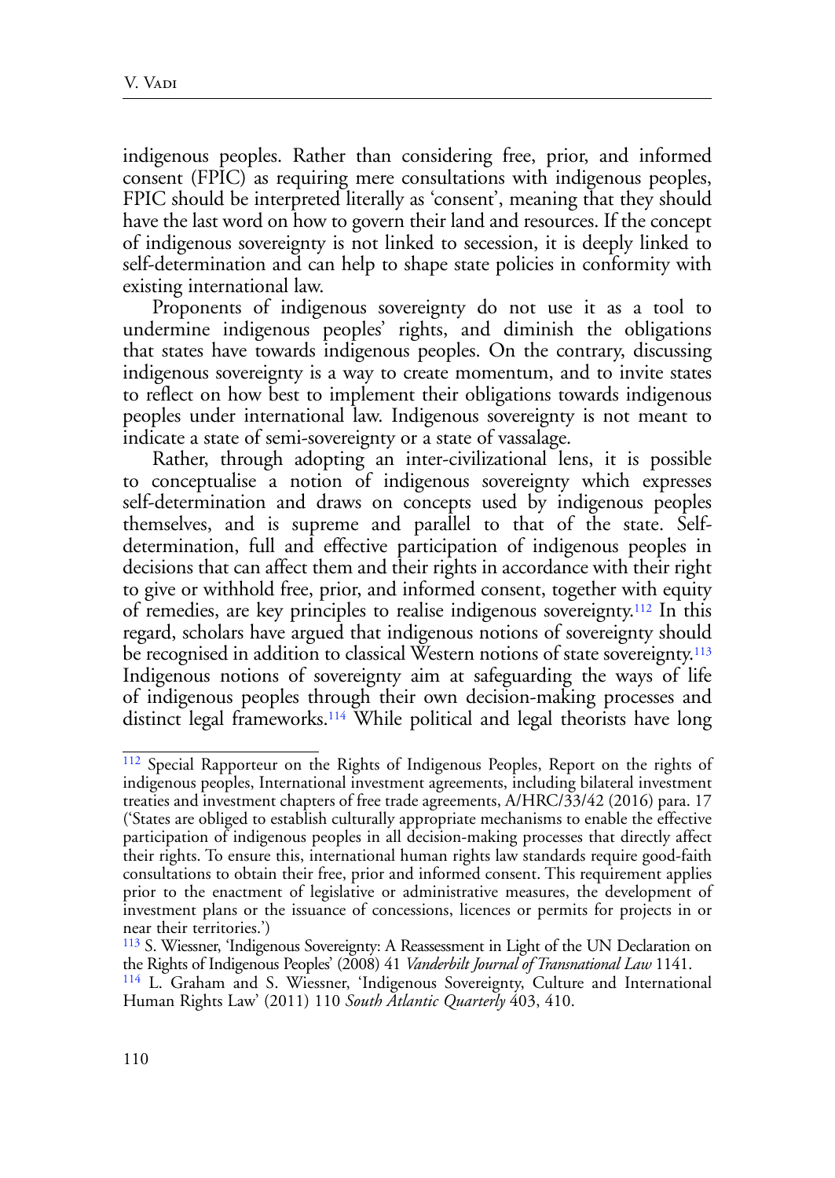indigenous peoples. Rather than considering free, prior, and informed consent (FPIC) as requiring mere consultations with indigenous peoples, FPIC should be interpreted literally as 'consent', meaning that they should have the last word on how to govern their land and resources. If the concept of indigenous sovereignty is not linked to secession, it is deeply linked to self-determination and can help to shape state policies in conformity with existing international law.

Proponents of indigenous sovereignty do not use it as a tool to undermine indigenous peoples' rights, and diminish the obligations that states have towards indigenous peoples. On the contrary, discussing indigenous sovereignty is a way to create momentum, and to invite states to reflect on how best to implement their obligations towards indigenous peoples under international law. Indigenous sovereignty is not meant to indicate a state of semi-sovereignty or a state of vassalage.

Rather, through adopting an inter-civilizational lens, it is possible to conceptualise a notion of indigenous sovereignty which expresses self-determination and draws on concepts used by indigenous peoples themselves, and is supreme and parallel to that of the state. Self-determination, full and effective participation of indigenous peoples in decisions that can affect them and their rights in accordance with their right to give or withhold free, prior, and informed consent, together with equity of remedies, are key principles to realise indigenous sovereignty.[112] In this regard, scholars have argued that indigenous notions of sovereignty should be recognised in addition to classical Western notions of state sovereignty.[113] Indigenous notions of sovereignty aim at safeguarding the ways of life of indigenous peoples through their own decision-making processes and distinct legal frameworks.[114] While political and legal theorists have long

---

[112] Special Rapporteur on the Rights of Indigenous Peoples, Report on the rights of indigenous peoples, International investment agreements, including bilateral investment treaties and investment chapters of free trade agreements, A/HRC/33/42 (2016) para. 17 ('States are obliged to establish culturally appropriate mechanisms to enable the effective participation of indigenous peoples in all decision-making processes that directly affect their rights. To ensure this, international human rights law standards require good-faith consultations to obtain their free, prior and informed consent. This requirement applies prior to the enactment of legislative or administrative measures, the development of investment plans or the issuance of concessions, licences or permits for projects in or near their territories.')

[113] S. Wiessner, 'Indigenous Sovereignty: A Reassessment in Light of the UN Declaration on the Rights of Indigenous Peoples' (2008) 41 *Vanderbilt Journal of Transnational Law* 1141.

[114] L. Graham and S. Wiessner, 'Indigenous Sovereignty, Culture and International Human Rights Law' (2011) 110 *South Atlantic Quarterly* 403, 410.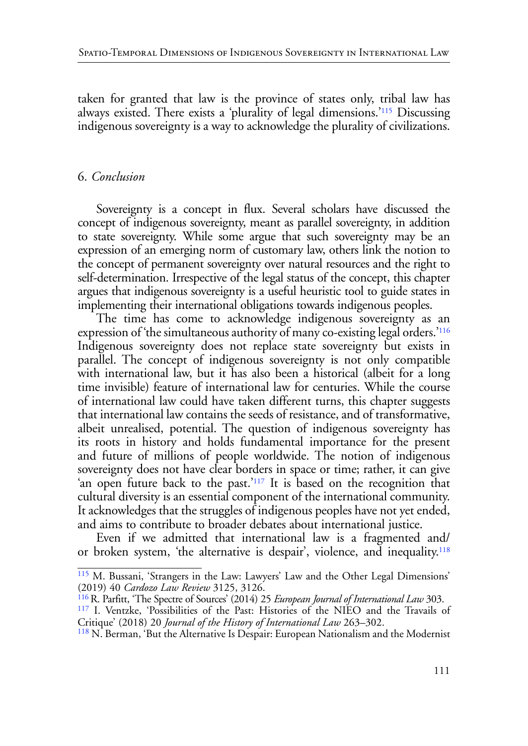taken for granted that law is the province of states only, tribal law has always existed. There exists a 'plurality of legal dimensions.'[115] Discussing indigenous sovereignty is a way to acknowledge the plurality of civilizations.

## 6. *Conclusion*

Sovereignty is a concept in flux. Several scholars have discussed the concept of indigenous sovereignty, meant as parallel sovereignty, in addition to state sovereignty. While some argue that such sovereignty may be an expression of an emerging norm of customary law, others link the notion to the concept of permanent sovereignty over natural resources and the right to self-determination. Irrespective of the legal status of the concept, this chapter argues that indigenous sovereignty is a useful heuristic tool to guide states in implementing their international obligations towards indigenous peoples.

The time has come to acknowledge indigenous sovereignty as an expression of 'the simultaneous authority of many co-existing legal orders.'[116] Indigenous sovereignty does not replace state sovereignty but exists in parallel. The concept of indigenous sovereignty is not only compatible with international law, but it has also been a historical (albeit for a long time invisible) feature of international law for centuries. While the course of international law could have taken different turns, this chapter suggests that international law contains the seeds of resistance, and of transformative, albeit unrealised, potential. The question of indigenous sovereignty has its roots in history and holds fundamental importance for the present and future of millions of people worldwide. The notion of indigenous sovereignty does not have clear borders in space or time; rather, it can give 'an open future back to the past.'[117] It is based on the recognition that cultural diversity is an essential component of the international community. It acknowledges that the struggles of indigenous peoples have not yet ended, and aims to contribute to broader debates about international justice.

Even if we admitted that international law is a fragmented and/or broken system, 'the alternative is despair', violence, and inequality.[118]

---

[115] M. Bussani, 'Strangers in the Law: Lawyers' Law and the Other Legal Dimensions' (2019) 40 *Cardozo Law Review* 3125, 3126.

[116] R. Parfitt, 'The Spectre of Sources' (2014) 25 *European Journal of International Law* 303.

[117] I. Ventzke, 'Possibilities of the Past: Histories of the NIEO and the Travails of Critique' (2018) 20 *Journal of the History of International Law* 263–302.

[118] N. Berman, 'But the Alternative Is Despair: European Nationalism and the Modernist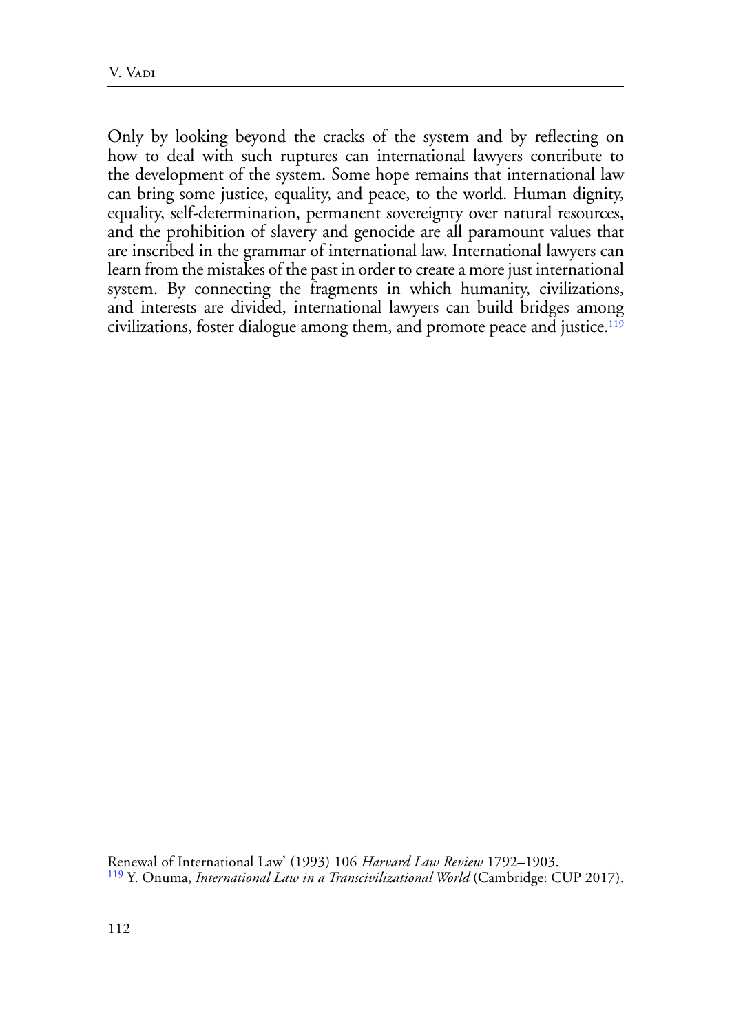Only by looking beyond the cracks of the system and by reflecting on how to deal with such ruptures can international lawyers contribute to the development of the system. Some hope remains that international law can bring some justice, equality, and peace, to the world. Human dignity, equality, self-determination, permanent sovereignty over natural resources, and the prohibition of slavery and genocide are all paramount values that are inscribed in the grammar of international law. International lawyers can learn from the mistakes of the past in order to create a more just international system. By connecting the fragments in which humanity, civilizations, and interests are divided, international lawyers can build bridges among civilizations, foster dialogue among them, and promote peace and justice.[119]

---

Renewal of International Law' (1993) 106 *Harvard Law Review* 1792–1903.

[119] Y. Onuma, *International Law in a Transcivilizational World* (Cambridge: CUP 2017).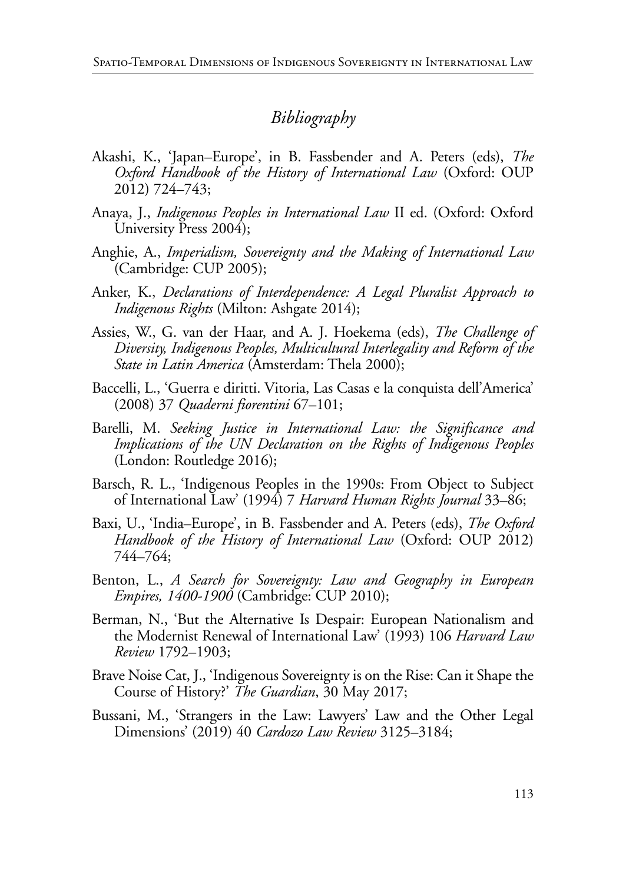## *Bibliography*

Akashi, K., 'Japan–Europe', in B. Fassbender and A. Peters (eds), *The Oxford Handbook of the History of International Law* (Oxford: OUP 2012) 724–743;

Anaya, J., *Indigenous Peoples in International Law* II ed. (Oxford: Oxford University Press 2004);

Anghie, A., *Imperialism, Sovereignty and the Making of International Law* (Cambridge: CUP 2005);

Anker, K., *Declarations of Interdependence: A Legal Pluralist Approach to Indigenous Rights* (Milton: Ashgate 2014);

Assies, W., G. van der Haar, and A. J. Hoekema (eds), *The Challenge of Diversity, Indigenous Peoples, Multicultural Interlegality and Reform of the State in Latin America* (Amsterdam: Thela 2000);

Baccelli, L., 'Guerra e diritti. Vitoria, Las Casas e la conquista dell'America' (2008) 37 *Quaderni fiorentini* 67–101;

Barelli, M. *Seeking Justice in International Law: the Significance and Implications of the UN Declaration on the Rights of Indigenous Peoples* (London: Routledge 2016);

Barsch, R. L., 'Indigenous Peoples in the 1990s: From Object to Subject of International Law' (1994) 7 *Harvard Human Rights Journal* 33–86;

Baxi, U., 'India–Europe', in B. Fassbender and A. Peters (eds), *The Oxford Handbook of the History of International Law* (Oxford: OUP 2012) 744–764;

Benton, L., *A Search for Sovereignty: Law and Geography in European Empires, 1400-1900* (Cambridge: CUP 2010);

Berman, N., 'But the Alternative Is Despair: European Nationalism and the Modernist Renewal of International Law' (1993) 106 *Harvard Law Review* 1792–1903;

Brave Noise Cat, J., 'Indigenous Sovereignty is on the Rise: Can it Shape the Course of History?' *The Guardian*, 30 May 2017;

Bussani, M., 'Strangers in the Law: Lawyers' Law and the Other Legal Dimensions' (2019) 40 *Cardozo Law Review* 3125–3184;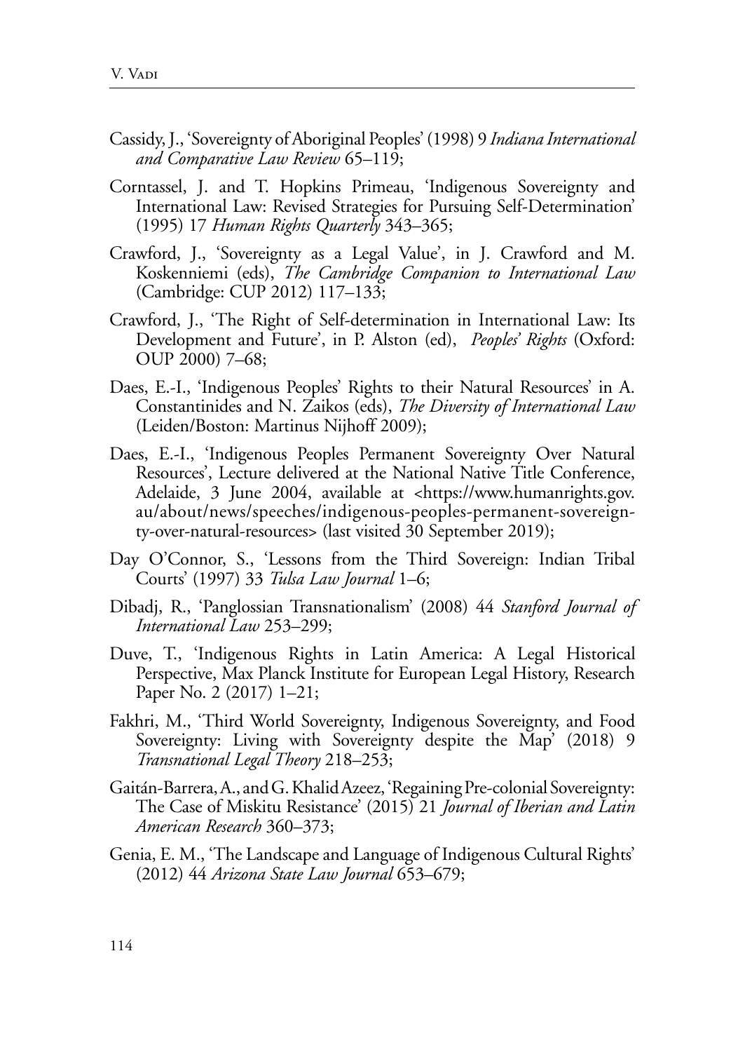Cassidy, J., 'Sovereignty of Aboriginal Peoples' (1998) 9 *Indiana International and Comparative Law Review* 65–119;

Corntassel, J. and T. Hopkins Primeau, 'Indigenous Sovereignty and International Law: Revised Strategies for Pursuing Self-Determination' (1995) 17 *Human Rights Quarterly* 343–365;

Crawford, J., 'Sovereignty as a Legal Value', in J. Crawford and M. Koskenniemi (eds), *The Cambridge Companion to International Law* (Cambridge: CUP 2012) 117–133;

Crawford, J., 'The Right of Self-determination in International Law: Its Development and Future', in P. Alston (ed), *Peoples' Rights* (Oxford: OUP 2000) 7–68;

Daes, E.-I., 'Indigenous Peoples' Rights to their Natural Resources' in A. Constantinides and N. Zaikos (eds), *The Diversity of International Law* (Leiden/Boston: Martinus Nijhoff 2009);

Daes, E.-I., 'Indigenous Peoples Permanent Sovereignty Over Natural Resources', Lecture delivered at the National Native Title Conference, Adelaide, 3 June 2004, available at <https://www.humanrights.gov.au/about/news/speeches/indigenous-peoples-permanent-sovereignty-over-natural-resources> (last visited 30 September 2019);

Day O'Connor, S., 'Lessons from the Third Sovereign: Indian Tribal Courts' (1997) 33 *Tulsa Law Journal* 1–6;

Dibadj, R., 'Panglossian Transnationalism' (2008) 44 *Stanford Journal of International Law* 253–299;

Duve, T., 'Indigenous Rights in Latin America: A Legal Historical Perspective, Max Planck Institute for European Legal History, Research Paper No. 2 (2017) 1–21;

Fakhri, M., 'Third World Sovereignty, Indigenous Sovereignty, and Food Sovereignty: Living with Sovereignty despite the Map' (2018) 9 *Transnational Legal Theory* 218–253;

Gaitán-Barrera, A., and G. Khalid Azeez, 'Regaining Pre-colonial Sovereignty: The Case of Miskitu Resistance' (2015) 21 *Journal of Iberian and Latin American Research* 360–373;

Genia, E. M., 'The Landscape and Language of Indigenous Cultural Rights' (2012) 44 *Arizona State Law Journal* 653–679;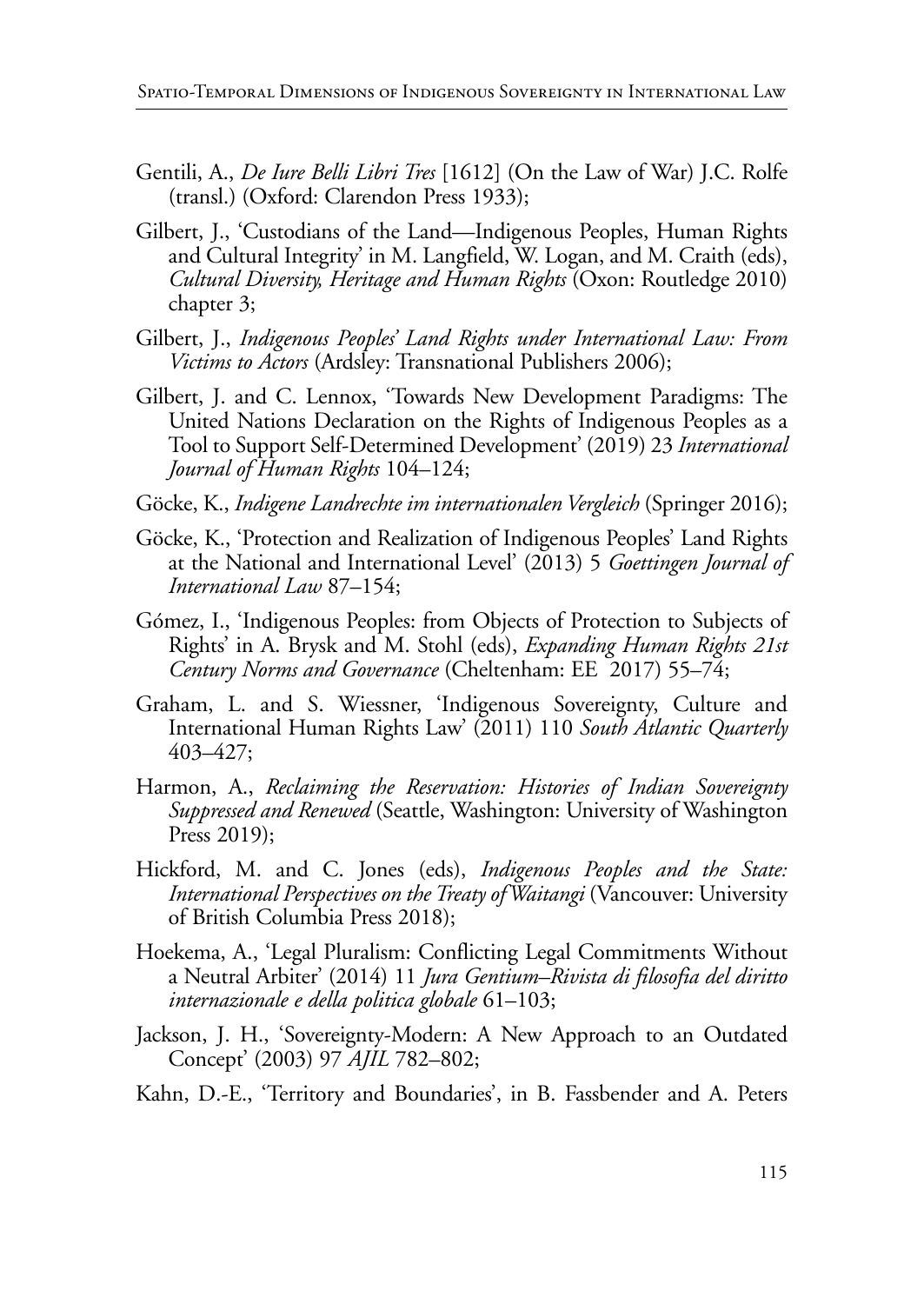Gentili, A., *De Iure Belli Libri Tres* [1612] (On the Law of War) J.C. Rolfe (transl.) (Oxford: Clarendon Press 1933);

Gilbert, J., 'Custodians of the Land—Indigenous Peoples, Human Rights and Cultural Integrity' in M. Langfield, W. Logan, and M. Craith (eds), *Cultural Diversity, Heritage and Human Rights* (Oxon: Routledge 2010) chapter 3;

Gilbert, J., *Indigenous Peoples' Land Rights under International Law: From Victims to Actors* (Ardsley: Transnational Publishers 2006);

Gilbert, J. and C. Lennox, 'Towards New Development Paradigms: The United Nations Declaration on the Rights of Indigenous Peoples as a Tool to Support Self-Determined Development' (2019) 23 *International Journal of Human Rights* 104–124;

Göcke, K., *Indigene Landrechte im internationalen Vergleich* (Springer 2016);

Göcke, K., 'Protection and Realization of Indigenous Peoples' Land Rights at the National and International Level' (2013) 5 *Goettingen Journal of International Law* 87–154;

Gómez, I., 'Indigenous Peoples: from Objects of Protection to Subjects of Rights' in A. Brysk and M. Stohl (eds), *Expanding Human Rights 21st Century Norms and Governance* (Cheltenham: EE 2017) 55–74;

Graham, L. and S. Wiessner, 'Indigenous Sovereignty, Culture and International Human Rights Law' (2011) 110 *South Atlantic Quarterly* 403–427;

Harmon, A., *Reclaiming the Reservation: Histories of Indian Sovereignty Suppressed and Renewed* (Seattle, Washington: University of Washington Press 2019);

Hickford, M. and C. Jones (eds), *Indigenous Peoples and the State: International Perspectives on the Treaty of Waitangi* (Vancouver: University of British Columbia Press 2018);

Hoekema, A., 'Legal Pluralism: Conflicting Legal Commitments Without a Neutral Arbiter' (2014) 11 *Jura Gentium–Rivista di filosofia del diritto internazionale e della politica globale* 61–103;

Jackson, J. H., 'Sovereignty-Modern: A New Approach to an Outdated Concept' (2003) 97 *AJIL* 782–802;

Kahn, D.-E., 'Territory and Boundaries', in B. Fassbender and A. Peters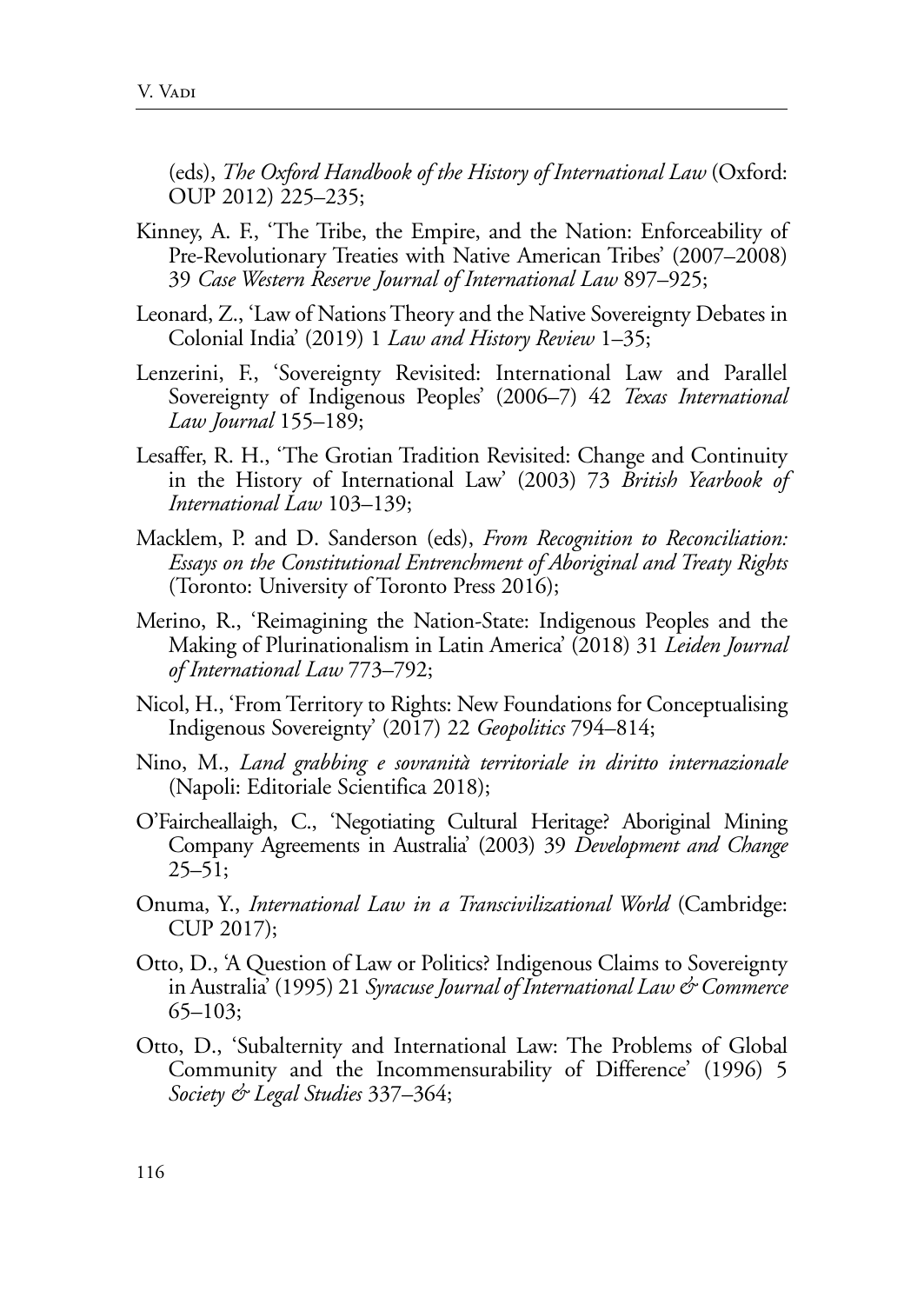(eds), *The Oxford Handbook of the History of International Law* (Oxford: OUP 2012) 225–235;

Kinney, A. F., 'The Tribe, the Empire, and the Nation: Enforceability of Pre-Revolutionary Treaties with Native American Tribes' (2007–2008) 39 *Case Western Reserve Journal of International Law* 897–925;

Leonard, Z., 'Law of Nations Theory and the Native Sovereignty Debates in Colonial India' (2019) 1 *Law and History Review* 1–35;

Lenzerini, F., 'Sovereignty Revisited: International Law and Parallel Sovereignty of Indigenous Peoples' (2006–7) 42 *Texas International Law Journal* 155–189;

Lesaffer, R. H., 'The Grotian Tradition Revisited: Change and Continuity in the History of International Law' (2003) 73 *British Yearbook of International Law* 103–139;

Macklem, P. and D. Sanderson (eds), *From Recognition to Reconciliation: Essays on the Constitutional Entrenchment of Aboriginal and Treaty Rights* (Toronto: University of Toronto Press 2016);

Merino, R., 'Reimagining the Nation-State: Indigenous Peoples and the Making of Plurinationalism in Latin America' (2018) 31 *Leiden Journal of International Law* 773–792;

Nicol, H., 'From Territory to Rights: New Foundations for Conceptualising Indigenous Sovereignty' (2017) 22 *Geopolitics* 794–814;

Nino, M., *Land grabbing e sovranità territoriale in diritto internazionale* (Napoli: Editoriale Scientifica 2018);

O'Faircheallaigh, C., 'Negotiating Cultural Heritage? Aboriginal Mining Company Agreements in Australia' (2003) 39 *Development and Change* 25–51;

Onuma, Y., *International Law in a Transcivilizational World* (Cambridge: CUP 2017);

Otto, D., 'A Question of Law or Politics? Indigenous Claims to Sovereignty in Australia' (1995) 21 *Syracuse Journal of International Law & Commerce* 65–103;

Otto, D., 'Subalternity and International Law: The Problems of Global Community and the Incommensurability of Difference' (1996) 5 *Society & Legal Studies* 337–364;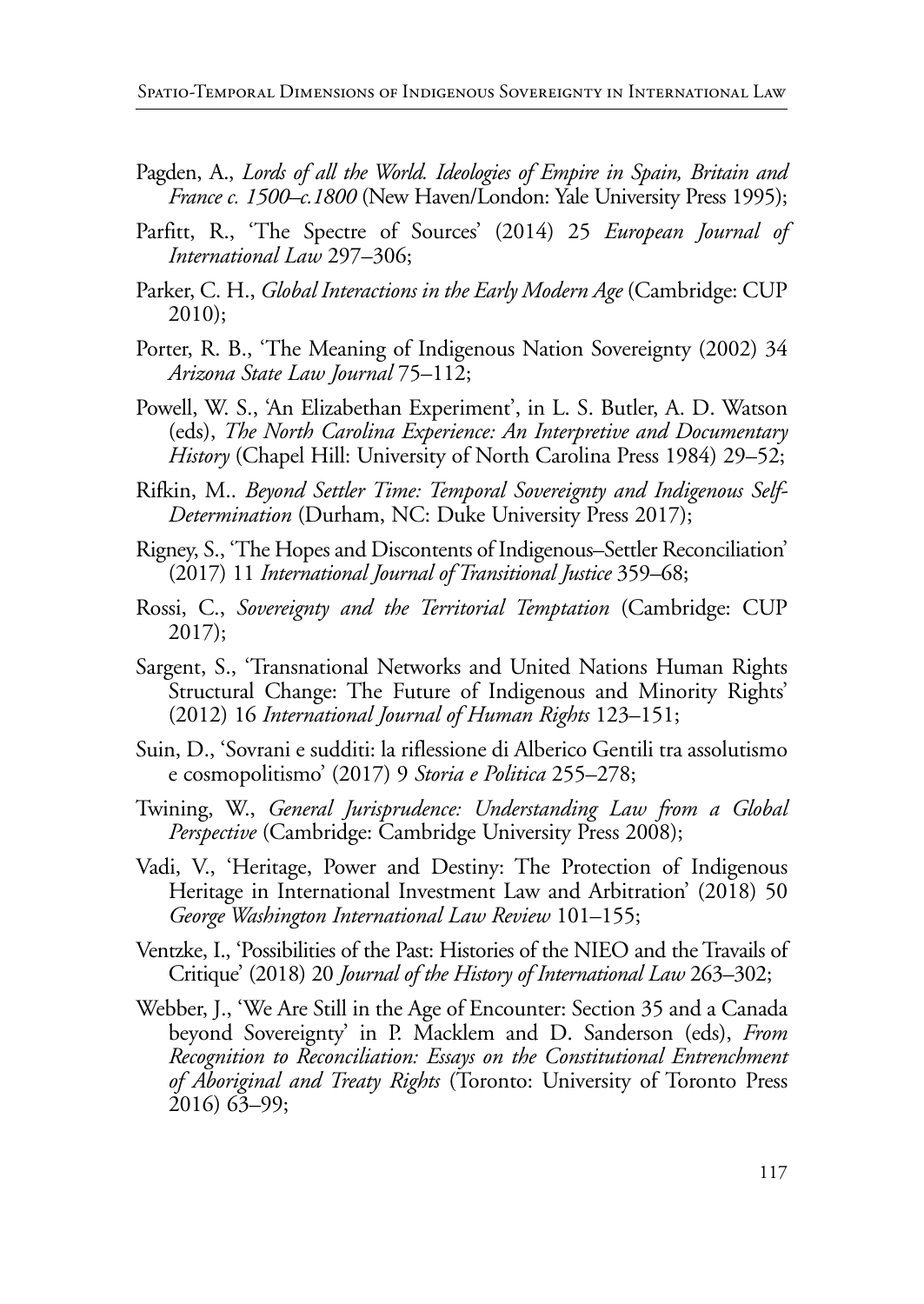Pagden, A., *Lords of all the World. Ideologies of Empire in Spain, Britain and France c. 1500–c.1800* (New Haven/London: Yale University Press 1995);

Parfitt, R., 'The Spectre of Sources' (2014) 25 *European Journal of International Law* 297–306;

Parker, C. H., *Global Interactions in the Early Modern Age* (Cambridge: CUP 2010);

Porter, R. B., 'The Meaning of Indigenous Nation Sovereignty (2002) 34 *Arizona State Law Journal* 75–112;

Powell, W. S., 'An Elizabethan Experiment', in L. S. Butler, A. D. Watson (eds), *The North Carolina Experience: An Interpretive and Documentary History* (Chapel Hill: University of North Carolina Press 1984) 29–52;

Rifkin, M.. *Beyond Settler Time: Temporal Sovereignty and Indigenous Self-Determination* (Durham, NC: Duke University Press 2017);

Rigney, S., 'The Hopes and Discontents of Indigenous–Settler Reconciliation' (2017) 11 *International Journal of Transitional Justice* 359–68;

Rossi, C., *Sovereignty and the Territorial Temptation* (Cambridge: CUP 2017);

Sargent, S., 'Transnational Networks and United Nations Human Rights Structural Change: The Future of Indigenous and Minority Rights' (2012) 16 *International Journal of Human Rights* 123–151;

Suin, D., 'Sovrani e sudditi: la riflessione di Alberico Gentili tra assolutismo e cosmopolitismo' (2017) 9 *Storia e Politica* 255–278;

Twining, W., *General Jurisprudence: Understanding Law from a Global Perspective* (Cambridge: Cambridge University Press 2008);

Vadi, V., 'Heritage, Power and Destiny: The Protection of Indigenous Heritage in International Investment Law and Arbitration' (2018) 50 *George Washington International Law Review* 101–155;

Ventzke, I., 'Possibilities of the Past: Histories of the NIEO and the Travails of Critique' (2018) 20 *Journal of the History of International Law* 263–302;

Webber, J., 'We Are Still in the Age of Encounter: Section 35 and a Canada beyond Sovereignty' in P. Macklem and D. Sanderson (eds), *From Recognition to Reconciliation: Essays on the Constitutional Entrenchment of Aboriginal and Treaty Rights* (Toronto: University of Toronto Press 2016) 63–99;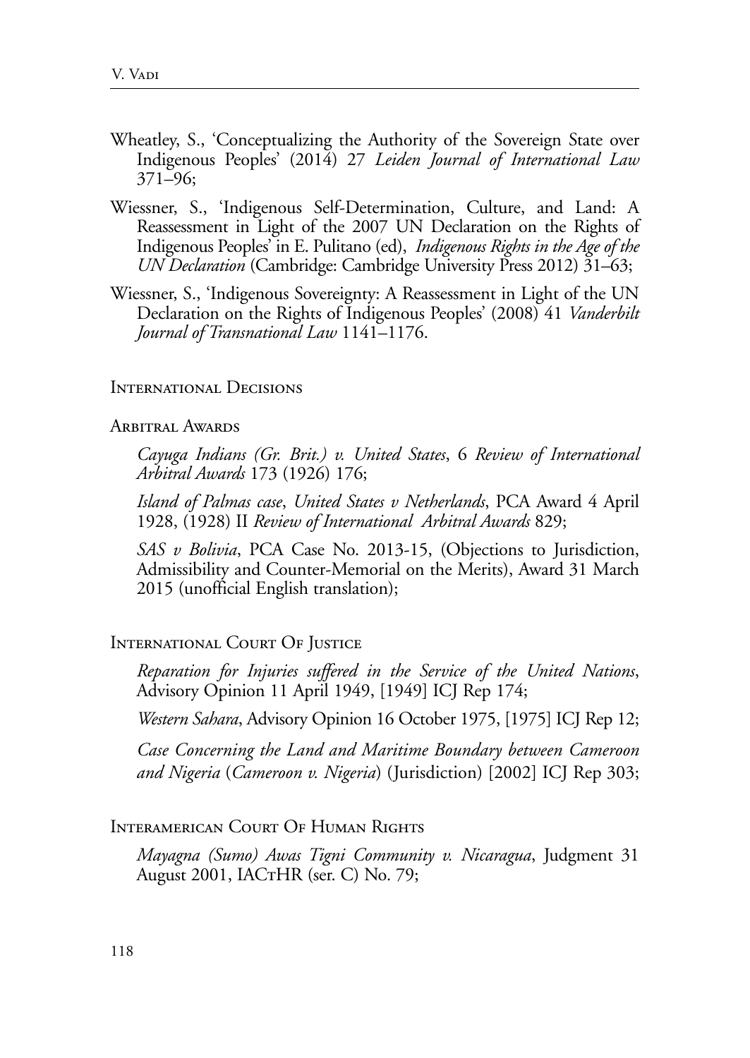Wheatley, S., 'Conceptualizing the Authority of the Sovereign State over Indigenous Peoples' (2014) 27 *Leiden Journal of International Law* 371–96;

Wiessner, S., 'Indigenous Self-Determination, Culture, and Land: A Reassessment in Light of the 2007 UN Declaration on the Rights of Indigenous Peoples' in E. Pulitano (ed), *Indigenous Rights in the Age of the UN Declaration* (Cambridge: Cambridge University Press 2012) 31–63;

Wiessner, S., 'Indigenous Sovereignty: A Reassessment in Light of the UN Declaration on the Rights of Indigenous Peoples' (2008) 41 *Vanderbilt Journal of Transnational Law* 1141–1176.

## International Decisions

### Arbitral Awards

*Cayuga Indians (Gr. Brit.) v. United States*, 6 *Review of International Arbitral Awards* 173 (1926) 176;

*Island of Palmas case*, *United States v Netherlands*, PCA Award 4 April 1928, (1928) II *Review of International Arbitral Awards* 829;

*SAS v Bolivia*, PCA Case No. 2013-15, (Objections to Jurisdiction, Admissibility and Counter-Memorial on the Merits), Award 31 March 2015 (unofficial English translation);

### International Court Of Justice

*Reparation for Injuries suffered in the Service of the United Nations*, Advisory Opinion 11 April 1949, [1949] ICJ Rep 174;

*Western Sahara*, Advisory Opinion 16 October 1975, [1975] ICJ Rep 12;

*Case Concerning the Land and Maritime Boundary between Cameroon and Nigeria* (*Cameroon v. Nigeria*) (Jurisdiction) [2002] ICJ Rep 303;

### Interamerican Court Of Human Rights

*Mayagna (Sumo) Awas Tigni Community v. Nicaragua*, Judgment 31 August 2001, IACtHR (ser. C) No. 79;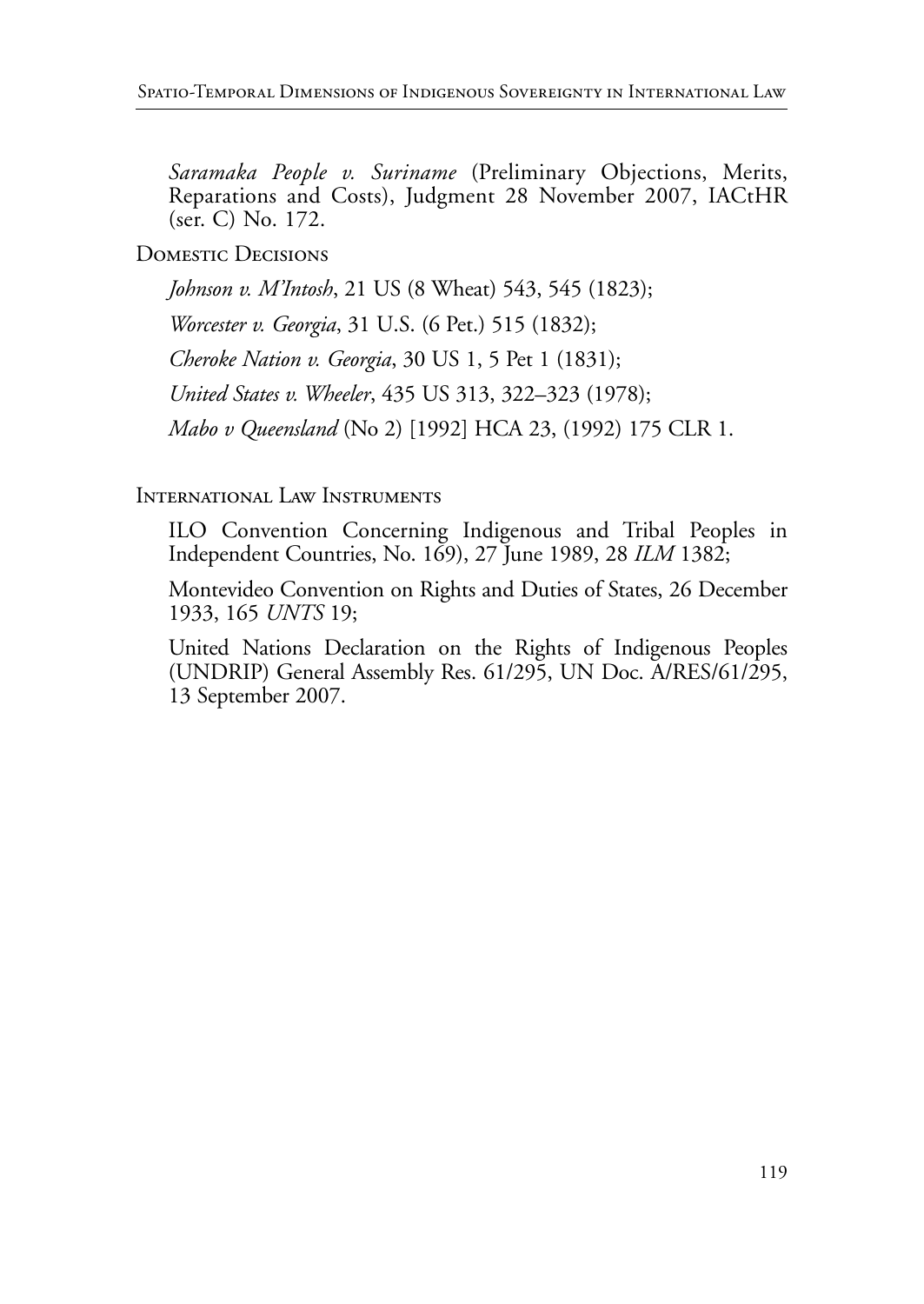*Saramaka People v. Suriname* (Preliminary Objections, Merits, Reparations and Costs), Judgment 28 November 2007, IACtHR (ser. C) No. 172.

### Domestic Decisions

*Johnson v. M'Intosh*, 21 US (8 Wheat) 543, 545 (1823);

*Worcester v. Georgia*, 31 U.S. (6 Pet.) 515 (1832);

*Cheroke Nation v. Georgia*, 30 US 1, 5 Pet 1 (1831);

*United States v. Wheeler*, 435 US 313, 322–323 (1978);

*Mabo v Queensland* (No 2) [1992] HCA 23, (1992) 175 CLR 1.

### International Law Instruments

ILO Convention Concerning Indigenous and Tribal Peoples in Independent Countries, No. 169), 27 June 1989, 28 *ILM* 1382;

Montevideo Convention on Rights and Duties of States, 26 December 1933, 165 *UNTS* 19;

United Nations Declaration on the Rights of Indigenous Peoples (UNDRIP) General Assembly Res. 61/295, UN Doc. A/RES/61/295, 13 September 2007.